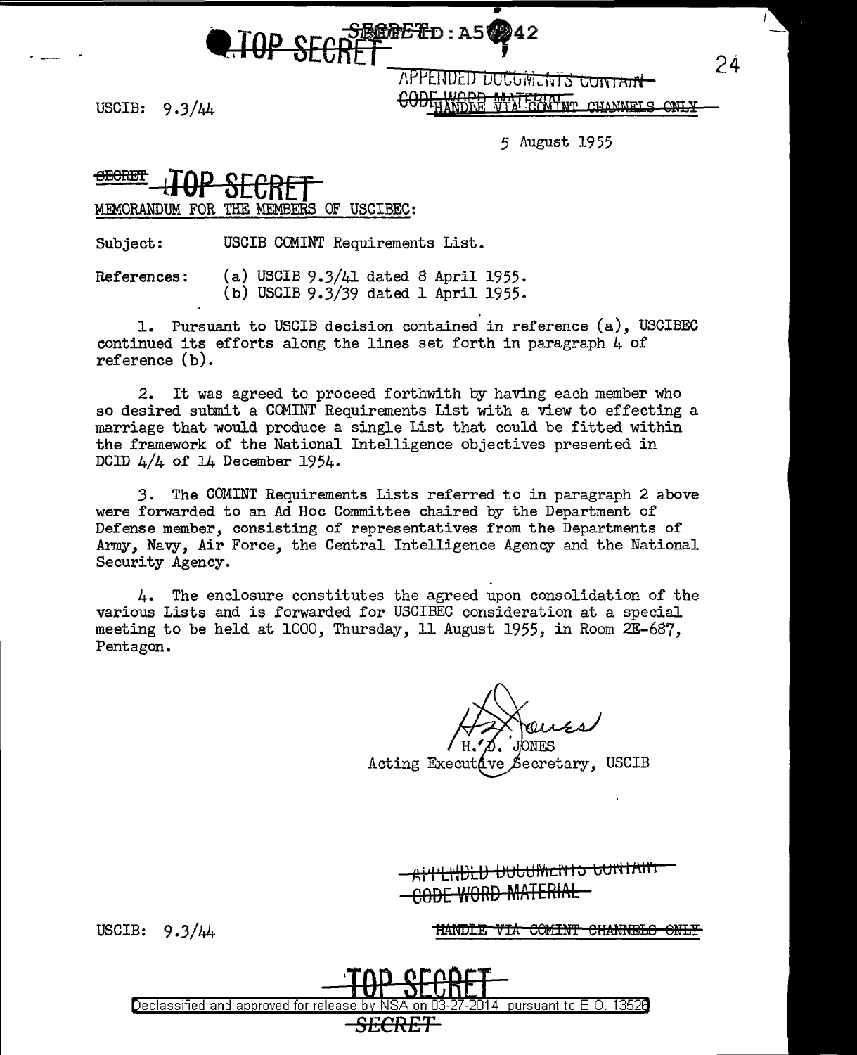TOP SECRET

REF ID: A5 42

APPENDED DOCUMENTS CONTAIN CODE WORD MATERIAL

HANDLE VIA COMINT CHANNELS ONLY

USCIB: 9.3/44

5 August 1955

~~SECRET~~ TOP SECRET

MEMORANDUM FOR THE MEMBERS OF USCIBEC:

Subject: USCIB COMINT Requirements List.

References: (a) USCIB 9.3/41 dated 8 April 1955.
(b) USCIB 9.3/39 dated 1 April 1955.

1. Pursuant to USCIB decision contained in reference (a), USCIBEC continued its efforts along the lines set forth in paragraph 4 of reference (b).

2. It was agreed to proceed forthwith by having each member who so desired submit a COMINT Requirements List with a view to effecting a marriage that would produce a single List that could be fitted within the framework of the National Intelligence objectives presented in DCID 4/4 of 14 December 1954.

3. The COMINT Requirements Lists referred to in paragraph 2 above were forwarded to an Ad Hoc Committee chaired by the Department of Defense member, consisting of representatives from the Departments of Army, Navy, Air Force, the Central Intelligence Agency and the National Security Agency.

4. The enclosure constitutes the agreed upon consolidation of the various Lists and is forwarded for USCIBEC consideration at a special meeting to be held at 1000, Thursday, 11 August 1955, in Room 2E-687, Pentagon.

H. D. JONES
Acting Executive Secretary, USCIB

~~APPENDED DOCUMENTS CONTAIN CODE WORD MATERIAL~~

USCIB: 9.3/44

~~HANDLE VIA COMINT CHANNELS ONLY~~

TOP SECRET

Declassified and approved for release by NSA on 03-27-2014 pursuant to E.O. 13526

~~SECRET~~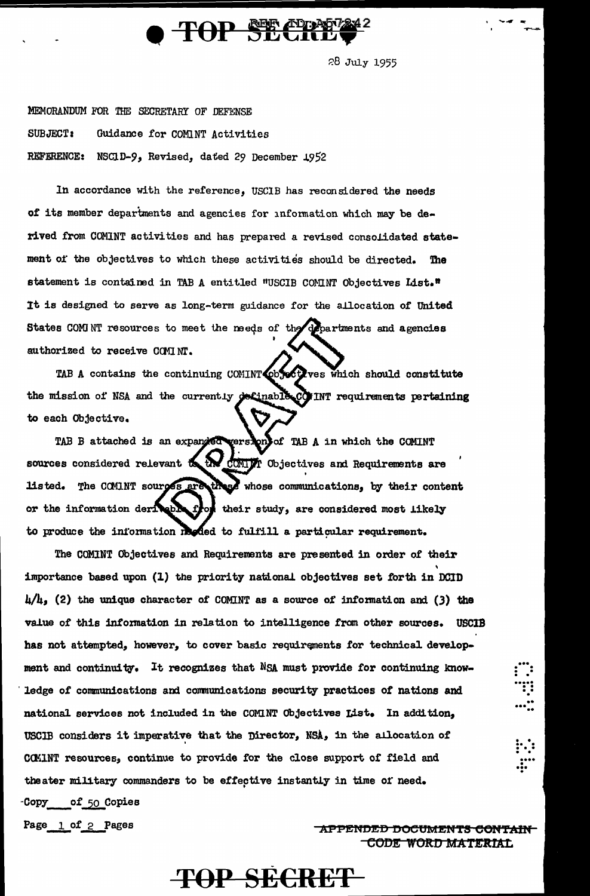TOP SECRET

28 July 1955

MEMORANDUM FOR THE SECRETARY OF DEFENSE

SUBJECT: Guidance for COMINT Activities

REFERENCE: NSCID-9, Revised, dated 29 December 1952

In accordance with the reference, USCIB has reconsidered the needs of its member departments and agencies for information which may be derived from COMINT activities and has prepared a revised consolidated statement of the objectives to which these activities should be directed. The statement is contained in TAB A entitled "USCIB COMINT Objectives List." It is designed to serve as long-term guidance for the allocation of United States COMINT resources to meet the needs of the departments and agencies authorized to receive COMINT.

TAB A contains the continuing COMINT objectives which should constitute the mission of NSA and the currently definable COMINT requirements pertaining to each Objective.

TAB B attached is an expanded version of TAB A in which the COMINT sources considered relevant to the COMINT Objectives and Requirements are listed. The COMINT sources are those whose communications, by their content or the information derivable from their study, are considered most likely to produce the information needed to fulfill a particular requirement.

The COMINT Objectives and Requirements are presented in order of their importance based upon (1) the priority national objectives set forth in DCID 4/4, (2) the unique character of COMINT as a source of information and (3) the value of this information in relation to intelligence from other sources. USCIB has not attempted, however, to cover basic requirements for technical development and continuity. It recognizes that NSA must provide for continuing knowledge of communications and communications security practices of nations and national services not included in the COMINT Objectives List. In addition, USCIB considers it imperative that the Director, NSA, in the allocation of COMINT resources, continue to provide for the close support of field and theater military commanders to be effective instantly in time of need.

Copy ___ of 50 Copies

Page 1 of 2 Pages

~~APPENDED DOCUMENTS CONTAIN CODE WORD MATERIAL~~

TOP SECRET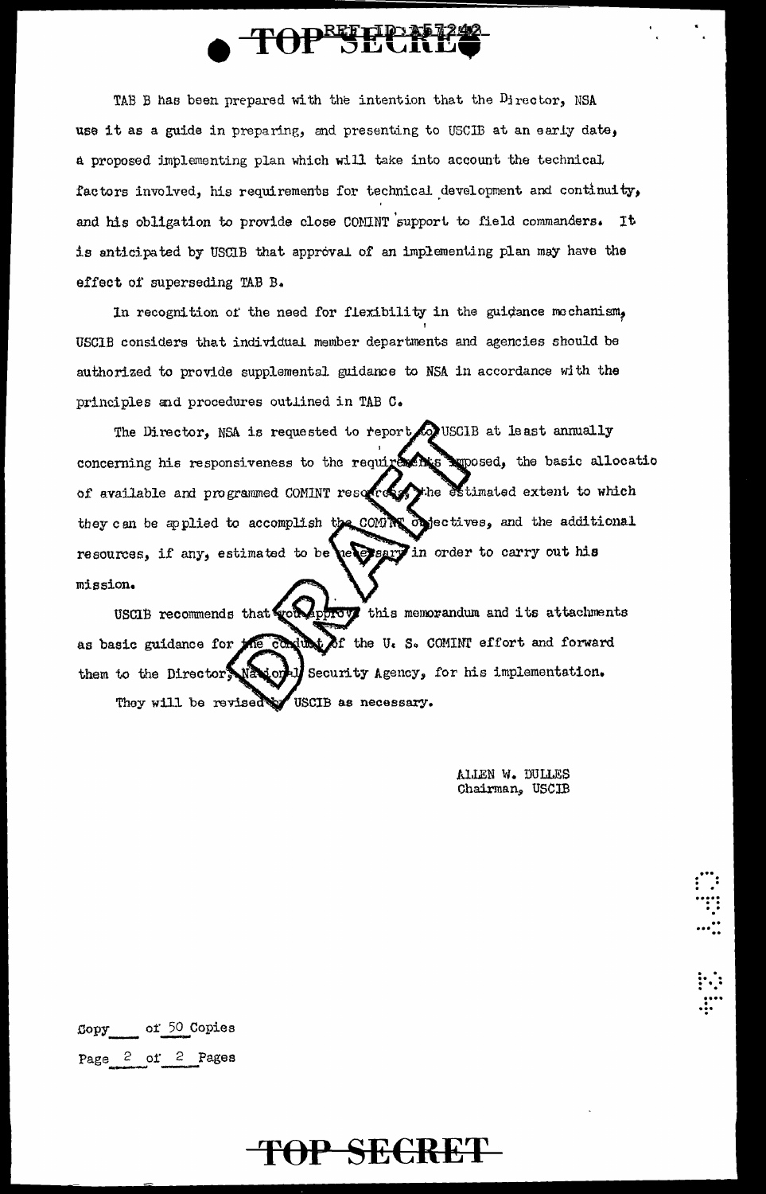TAB B has been prepared with the intention that the Director, NSA use it as a guide in preparing, and presenting to USCIB at an early date, a proposed implementing plan which will take into account the technical factors involved, his requirements for technical development and continuity, and his obligation to provide close COMINT support to field commanders. It is anticipated by USCIB that approval of an implementing plan may have the effect of superseding TAB B.

In recognition of the need for flexibility in the guidance mechanism, USCIB considers that individual member departments and agencies should be authorized to provide supplemental guidance to NSA in accordance with the principles and procedures outlined in TAB C.

The Director, NSA is requested to report to USCIB at least annually concerning his responsiveness to the requirements imposed, the basic allocatio of available and programmed COMINT resources, the estimated extent to which they can be applied to accomplish the COMINT objectives, and the additional resources, if any, estimated to be necessary in order to carry out his mission.

USCIB recommends that you approve this memorandum and its attachments as basic guidance for the conduct of the U. S. COMINT effort and forward them to the Director, National Security Agency, for his implementation. They will be revised by USCIB as necessary.

ALLEN W. DULLES
Chairman, USCIB

Copy ___ of 50 Copies
Page 2 of 2 Pages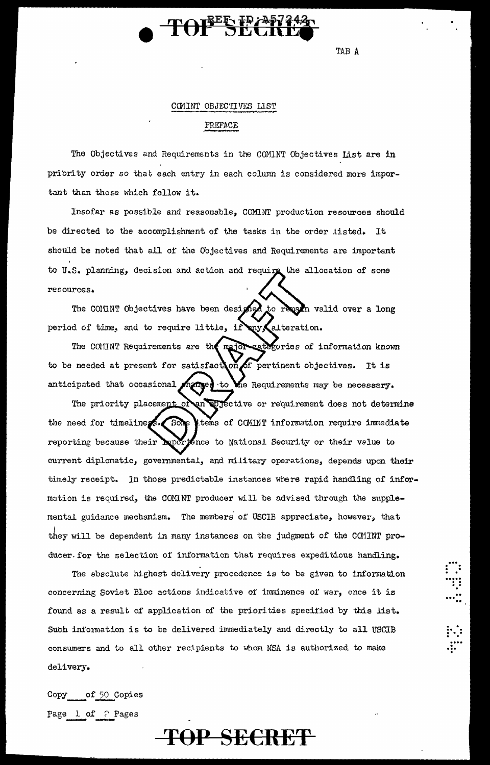TAB A

## COMINT OBJECTIVES LIST

### PREFACE

The Objectives and Requirements in the COMINT Objectives List are in priority order so that each entry in each column is considered more important than those which follow it.

Insofar as possible and reasonable, COMINT production resources should be directed to the accomplishment of the tasks in the order listed. It should be noted that all of the Objectives and Requirements are important to U.S. planning, decision and action and require the allocation of some resources.

The COMINT Objectives have been designed to remain valid over a long period of time, and to require little, if any, alteration.

The COMINT Requirements are the major categories of information known to be needed at present for satisfaction of pertinent objectives. It is anticipated that occasional changes to the Requirements may be necessary.

The priority placement of an objective or requirement does not determine the need for timeliness. Some items of COMINT information require immediate reporting because their importance to National Security or their value to current diplomatic, governmental, and military operations, depends upon their timely receipt. In those predictable instances where rapid handling of information is required, the COMINT producer will be advised through the supplemental guidance mechanism. The members of USCIB appreciate, however, that they will be dependent in many instances on the judgment of the COMINT producer for the selection of information that requires expeditious handling.

The absolute highest delivery precedence is to be given to information concerning Soviet Bloc actions indicative of imminence of war, once it is found as a result of application of the priorities specified by this list. Such information is to be delivered immediately and directly to all USCIB consumers and to all other recipients to whom NSA is authorized to make delivery.

Copy ___ of 50 Copies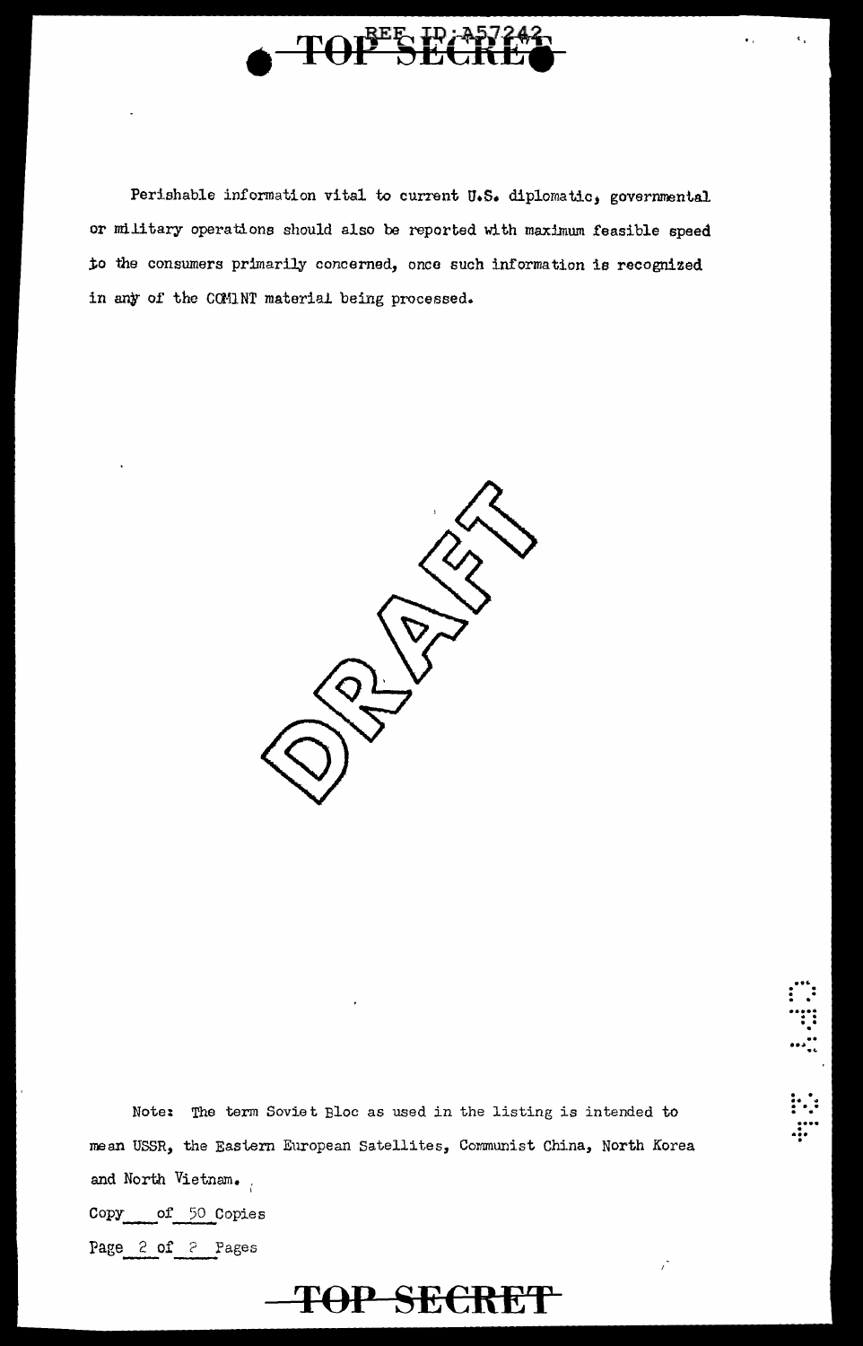Perishable information vital to current U.S. diplomatic, governmental or military operations should also be reported with maximum feasible speed to the consumers primarily concerned, once such information is recognized in any of the COMINT material being processed.

DRAFT

Note: The term Soviet Bloc as used in the listing is intended to mean USSR, the Eastern European Satellites, Communist China, North Korea and North Vietnam.

Copy ___ of 50 Copies

Page 2 of 2 Pages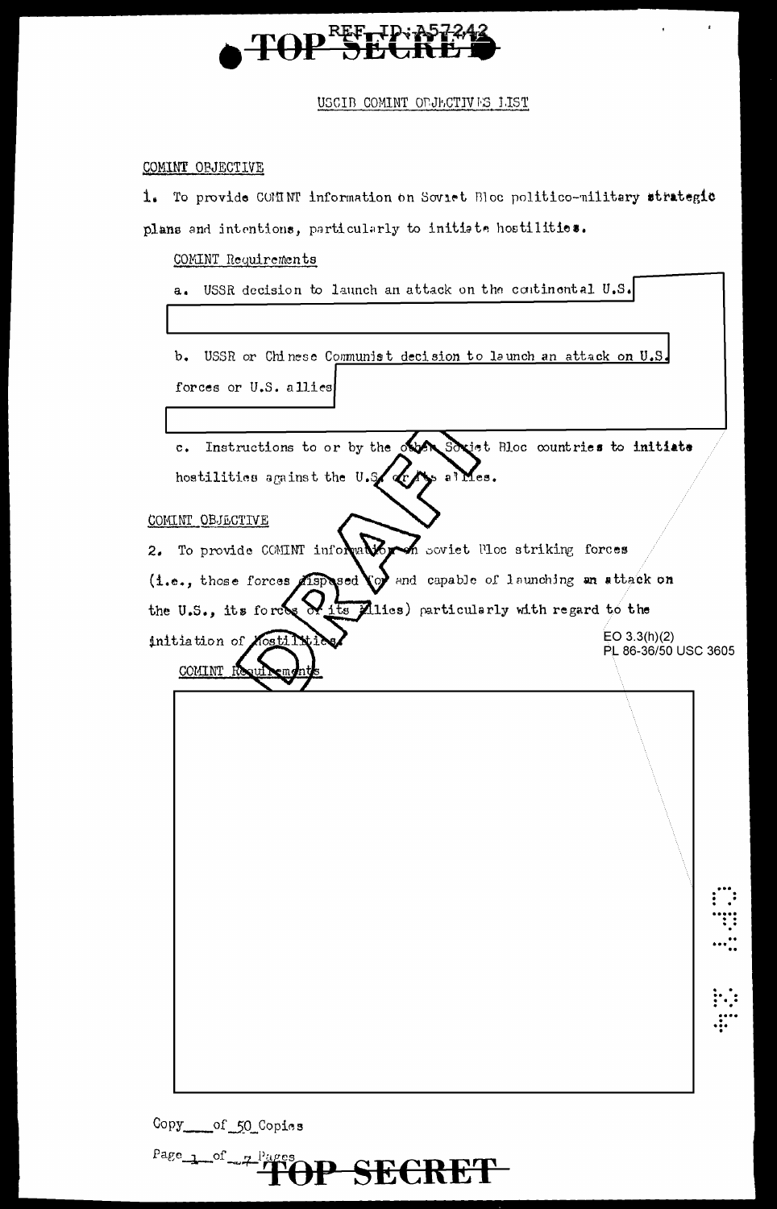TOP SECRET

REF ID:A57242

USCIB COMINT OBJECTIVES LIST

COMINT OBJECTIVE

1. To provide COMINT information on Soviet Bloc politico-military **strategic** plans and intentions, particularly to initiate hostilities.

COMINT Requirements

a. USSR decision to launch an attack on the continental U.S.

b. USSR or Chinese Communist decision to launch an attack on U.S. forces or U.S. allies

c. Instructions to or by the other Soviet Bloc countries to **initiate** hostilities against the U.S. or its allies.

COMINT OBJECTIVE

2. To provide COMINT information on Soviet Bloc striking forces (i.e., those forces disposed for and capable of launching **an attack on** the U.S., its forces or its allies) particularly with regard to the initiation of hostilities.

EO 3.3(h)(2)
PL 86-36/50 USC 3605

COMINT Requirements

DRAFT

Copy ___ of 50 Copies

TOP SECRET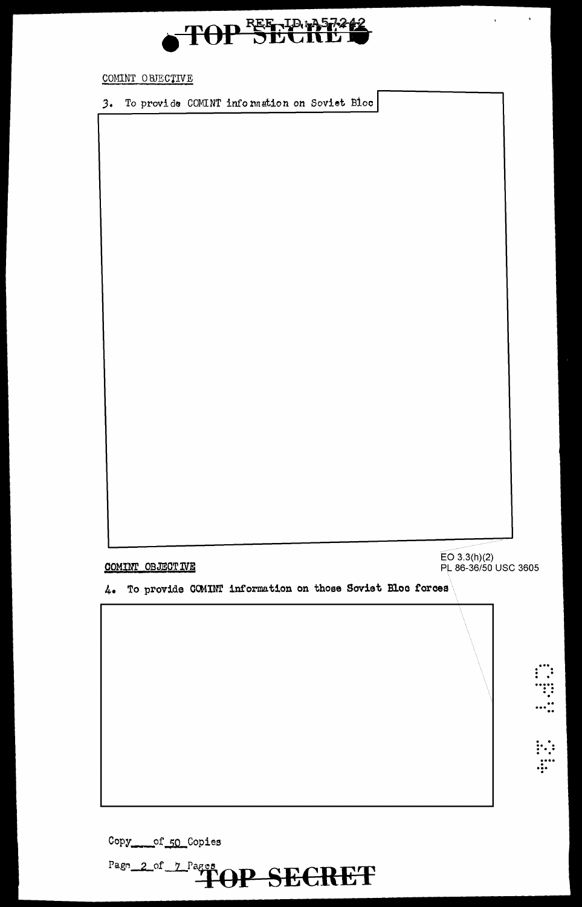COMINT OBJECTIVE

3. To provide COMINT information on Soviet Bloc

COMINT OBJECTIVE

EO 3.3(h)(2)
PL 86-36/50 USC 3605

4. To provide COMINT information on those Soviet Bloc forces

Copy ___ of 50 Copies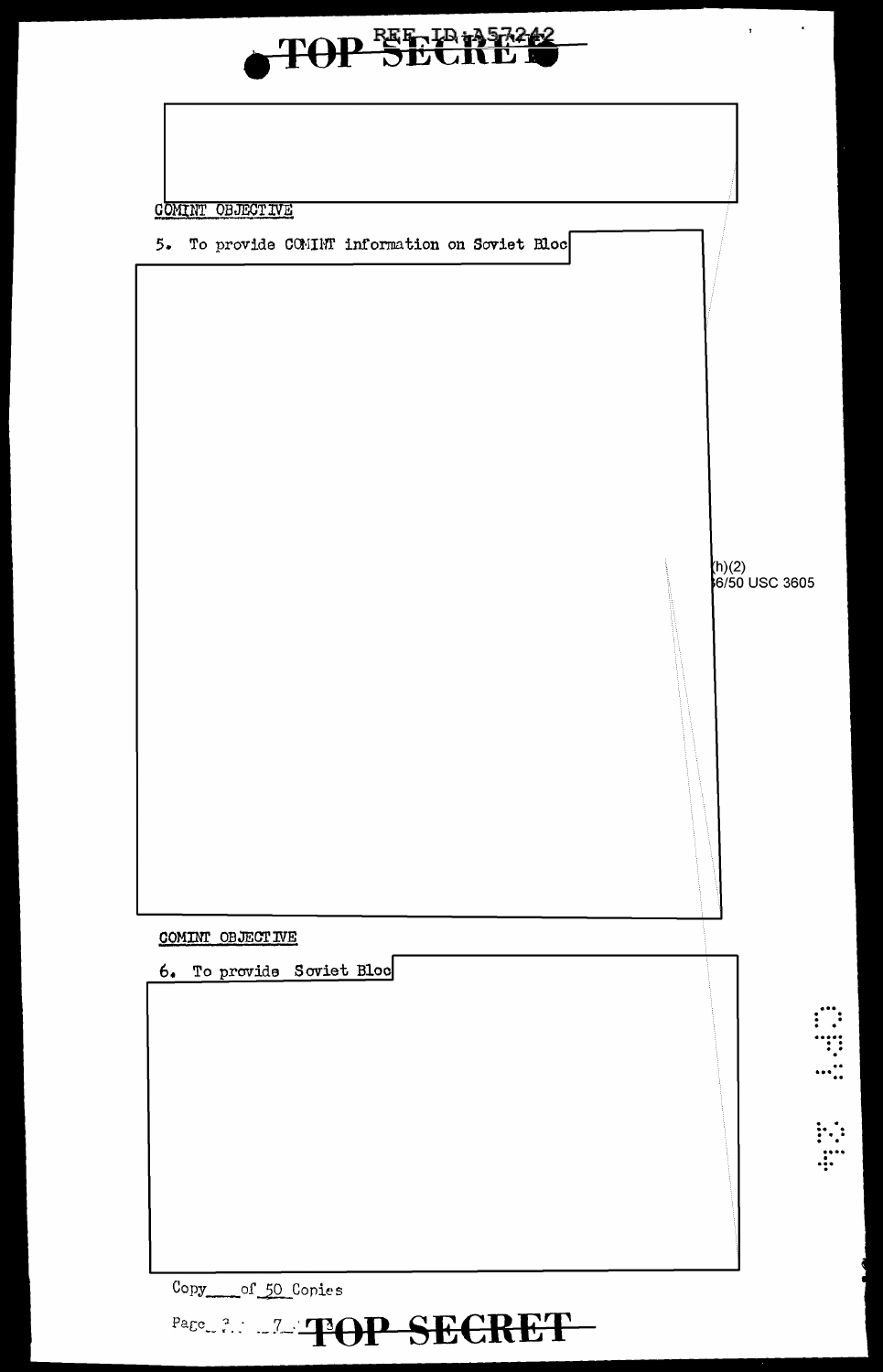**TOP SECRET**

REF ID:A57242

COMINT OBJECTIVE

5. To provide COMINT information on Soviet Bloc

(b)(1)
(b)(3)-P.L. 86-36/50 USC 3605

COMINT OBJECTIVE

6. To provide Soviet Bloc

Copy ___ of 50 Copies

**TOP SECRET**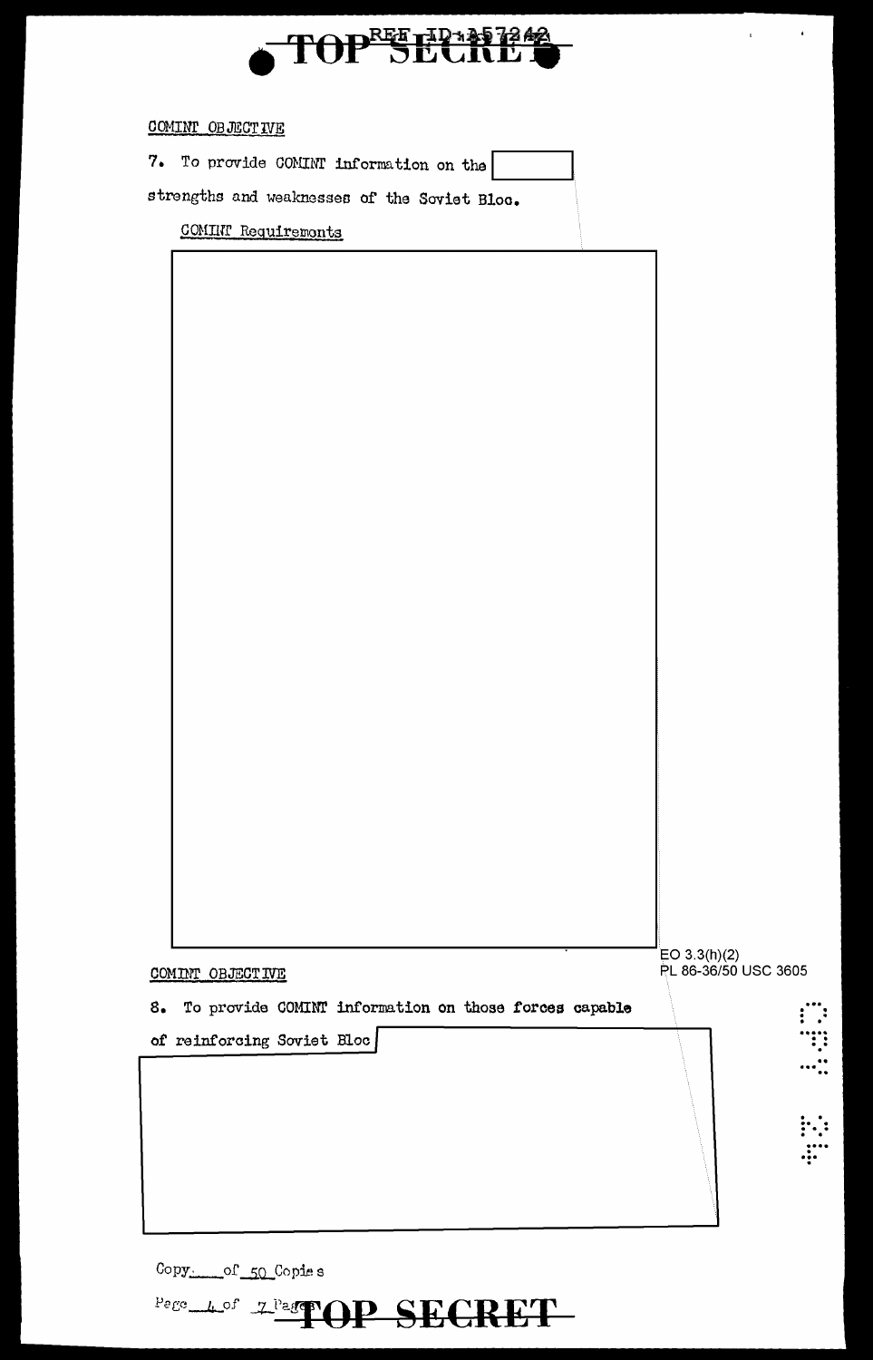COMINT OBJECTIVE

7. To provide COMINT information on the [REDACTED] strengths and weaknesses of the Soviet Bloc.

COMINT Requirements

[REDACTED]

EO 3.3(h)(2)
PL 86-36/50 USC 3605

COMINT OBJECTIVE

8. To provide COMINT information on those forces capable of reinforcing Soviet Bloc [REDACTED]

Copy ___ of 50 Copies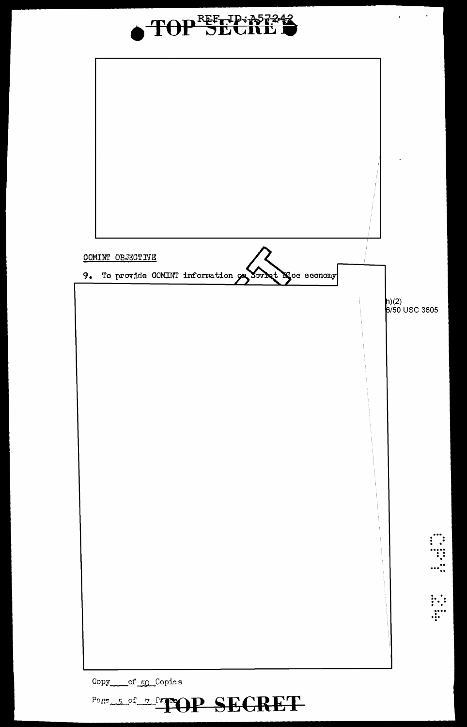TOP SECRET

REF ID:A57242

COMINT OBJECTIVE

9. To provide COMINT information on Soviet Bloc economy

h)(2)
6/50 USC 3605

Copy\_\_\_\_of 50 Copies

TOP SECRET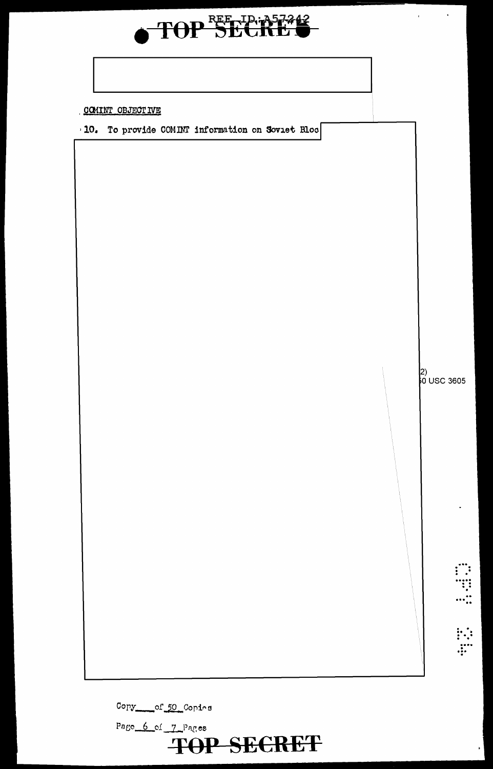TOP SECRET

COMINT OBJECTIVE

10. To provide COMINT information on Soviet Bloc

2)
0 USC 3605

Copy \_\_\_\_ of 50 Copies

Page 6 of 7 Pages

TOP SECRET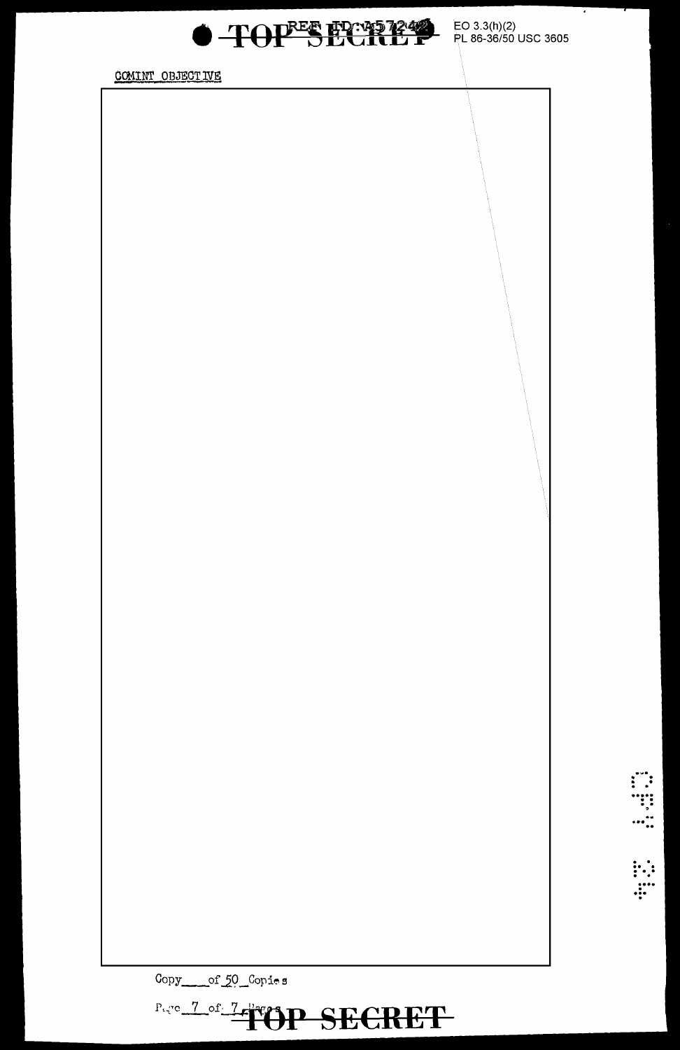TOP SECRET

REF ID:A57242

EO 3.3(h)(2)
PL 86-36/50 USC 3605

COMINT OBJECTIVE

Copy____of 50 Copies

Page 7 of 7 Pages

TOP SECRET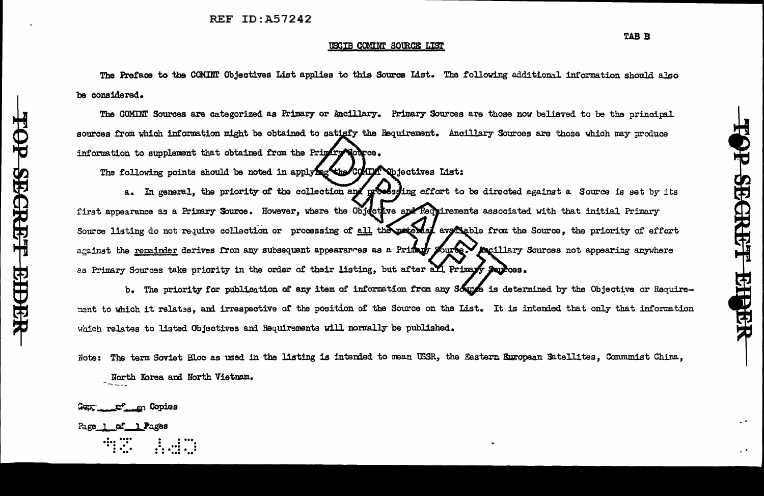TAB B

# USCIB COMINT SOURCE LIST

The Preface to the COMINT Objectives List applies to this Source List. The following additional information should also be considered.

The COMINT Sources are categorized as Primary or Ancillary. Primary Sources are those now believed to be the principal sources from which information might be obtained to satisfy the Requirement. Ancillary Sources are those which may produce information to supplement that obtained from the Primary Source.

The following points should be noted in applying the COMINT Objectives List:

a. In general, the priority of the collection and processing effort to be directed against a Source is set by its first appearance as a Primary Source. However, where the Objective and Requirements associated with that initial Primary Source listing do not require collection or processing of all the material available from the Source, the priority of effort against the remainder derives from any subsequent appearances as a Primary Source. Ancillary Sources not appearing anywhere as Primary Sources take priority in the order of their listing, but after all Primary Sources.

b. The priority for publication of any item of information from any Source is determined by the Objective or Requirement to which it relates, and irrespective of the position of the Source on the List. It is intended that only that information which relates to listed Objectives and Requirements will normally be published.

Note: The term Soviet Bloc as used in the listing is intended to mean USSR, the Eastern European Satellites, Communist China, North Korea and North Vietnam.

Copy \_\_\_ of \_\_\_ Copies

Page 1 of 1 Pages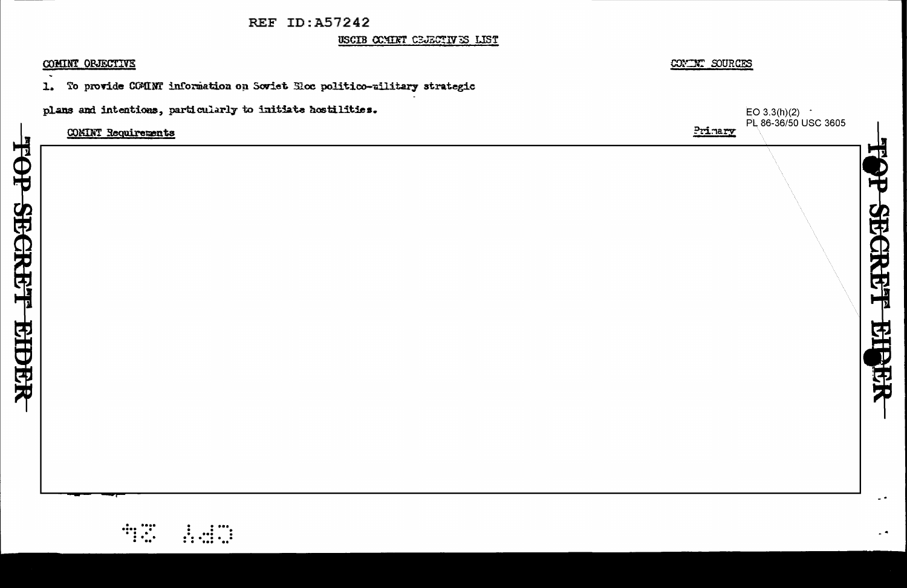REF ID:A57242

USCIB COMINT OBJECTIVES LIST

COMINT OBJECTIVE

COMINT SOURCES

1. To provide COMINT information on Soviet Bloc politico-military strategic plans and intentions, particularly to initiate hostilities.

EO 3.3(h)(2)
PL 86-36/50 USC 3605

COMINT Requirements

Primary

TOP SECRET EIDER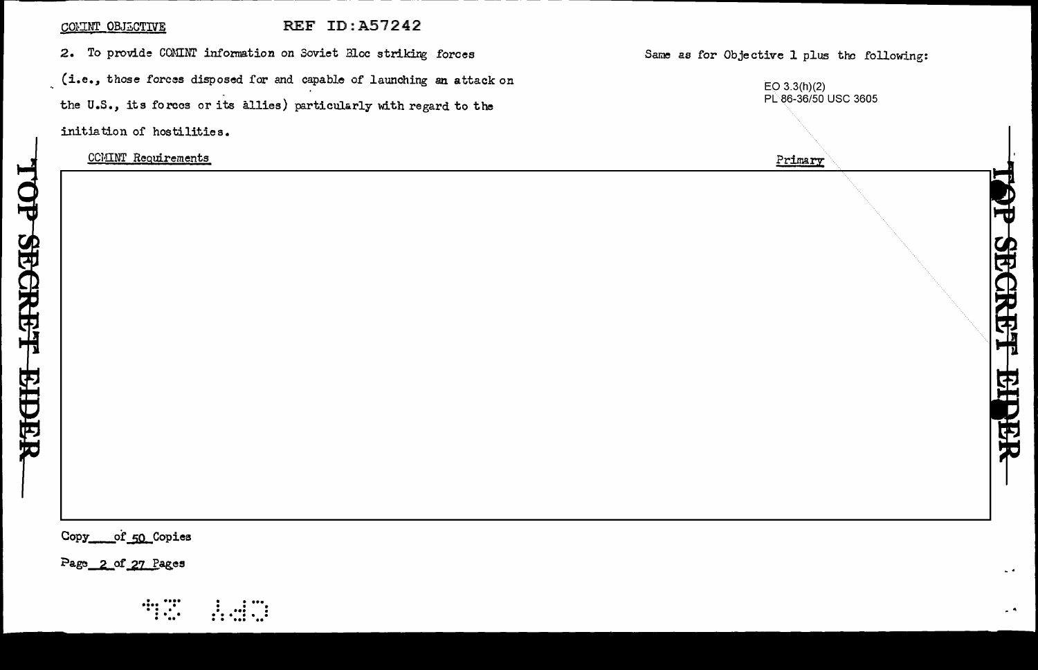COMINT OBJECTIVE

2. To provide COMINT information on Soviet Bloc striking forces (i.e., those forces disposed for and capable of launching an attack on the U.S., its forces or its allies) particularly with regard to the initiation of hostilities.

Same as for Objective 1 plus the following:

EO 3.3(h)(2)
PL 86-36/50 USC 3605

COMINT Requirements

Primary

Copy ___ of 50 Copies

Page 2 of 27 Pages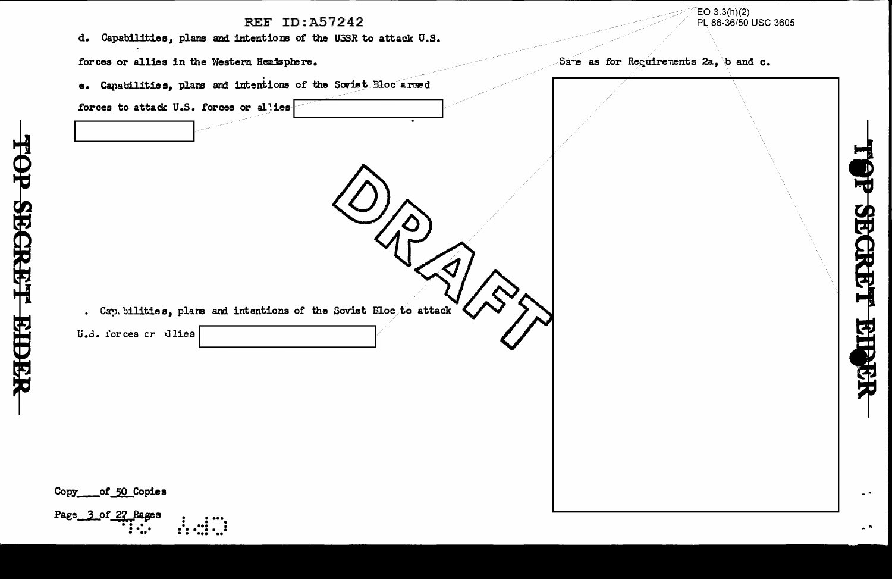REF ID:A57242

EO 3.3(h)(2)
PL 86-36/50 USC 3605

d. Capabilities, plans and intentions of the USSR to attack U.S. forces or allies in the Western Hemisphere.

Same as for Requirements 2a, b and c.

e. Capabilities, plans and intentions of the Soviet Bloc armed forces to attack U.S. forces or allies

DRAFT

. Capabilities, plans and intentions of the Soviet Bloc to attack U.S. forces or allies

TOP SECRET EIDER

Copy \_\_\_ of 50 Copies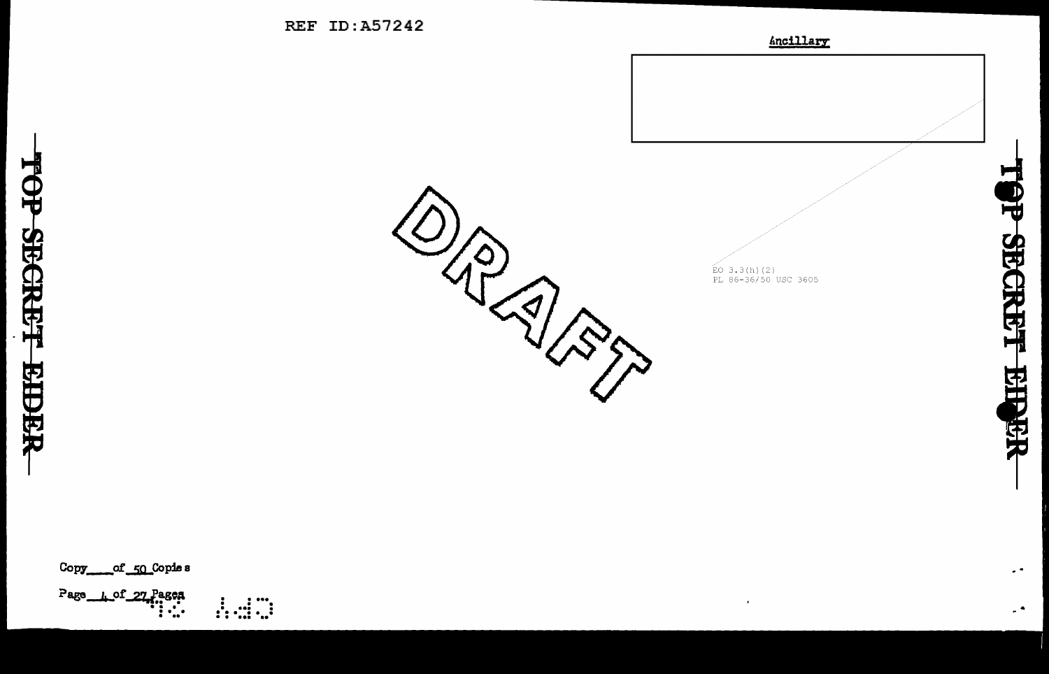REF ID:A57242

Ancillary

TOP SECRET EIDER

DRAFT

EO 3.3(h)(2)
PL 86-36/50 USC 3605

Copy ____ of 50 Copies

Page 4 of 27 Pages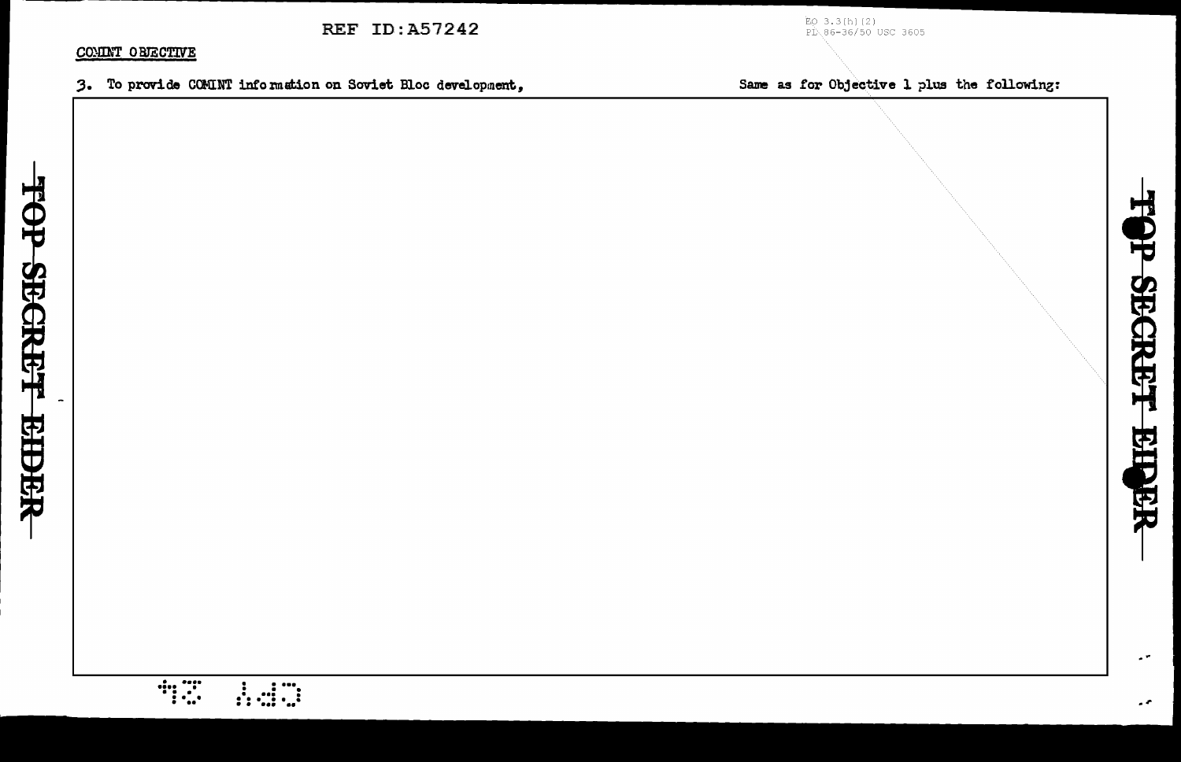COMINT OBJECTIVE

3. To provide COMINT information on Soviet Bloc development,

Same as for Objective 1 plus the following: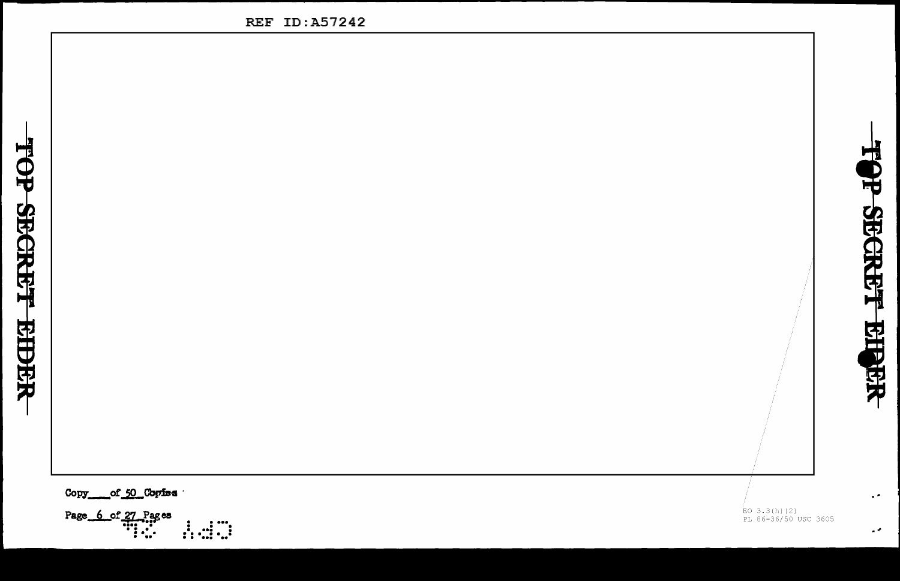TOP SECRET EIDER

Copy____of 50 Copies

Page 6 of 27 Pages

EO 3.3(h)(2)
PL 86-36/50 USC 3605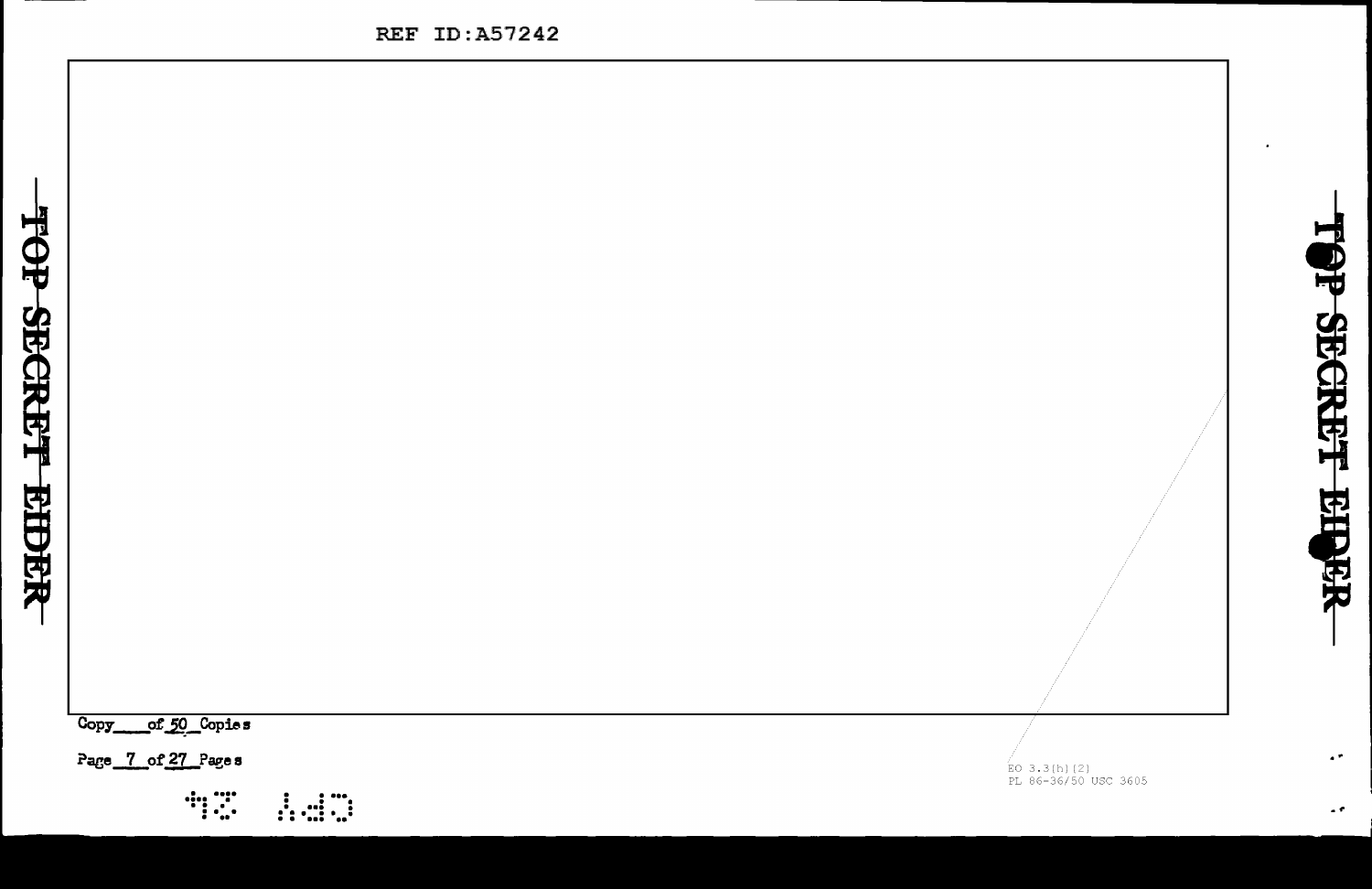Copy\_\_\_\_of 50 Copies

EO 3.3(h)(2)
PL 86-36/50 USC 3605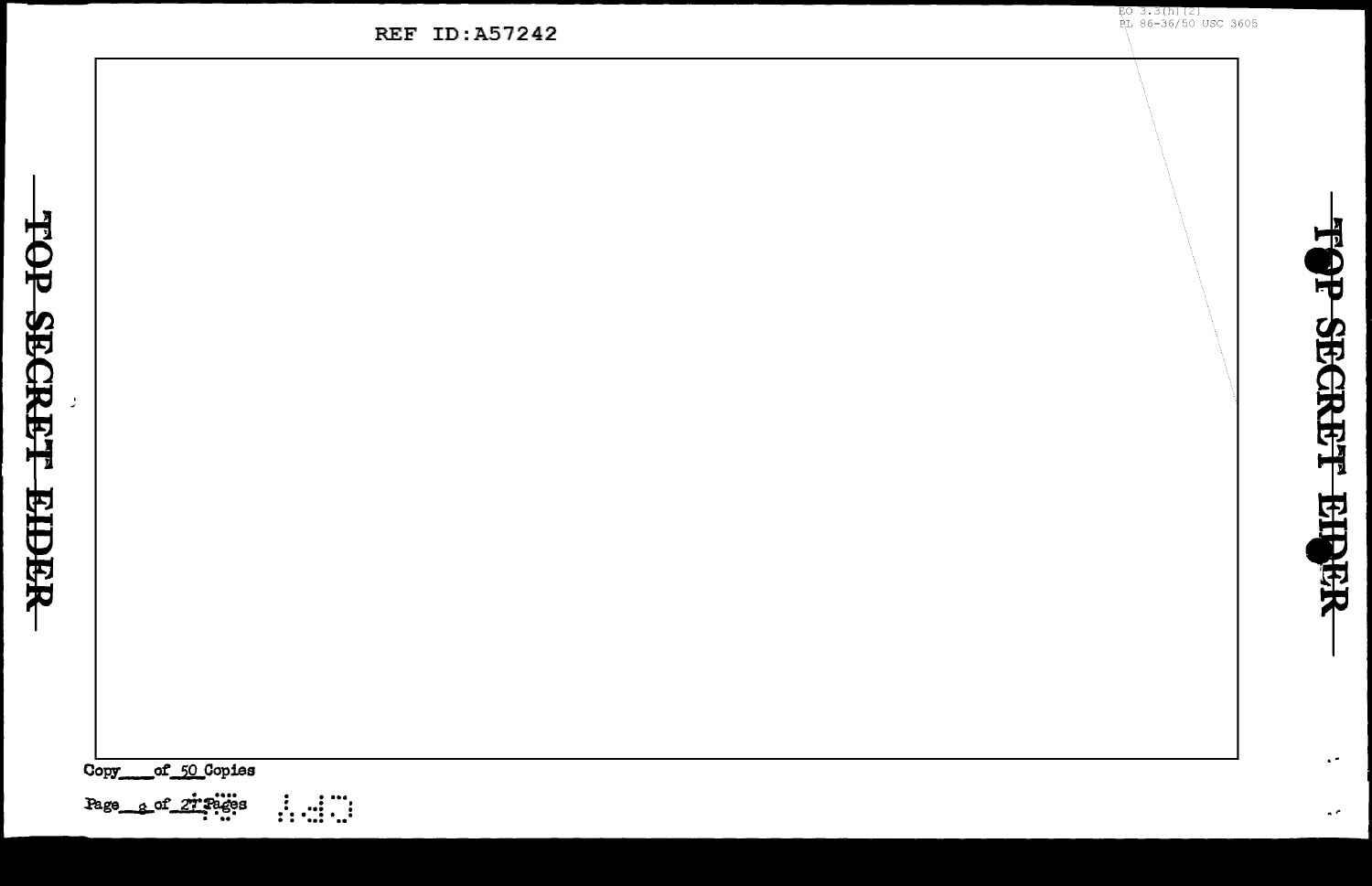EO 3.3(h)(2)
PL 86-36/50 USC 3605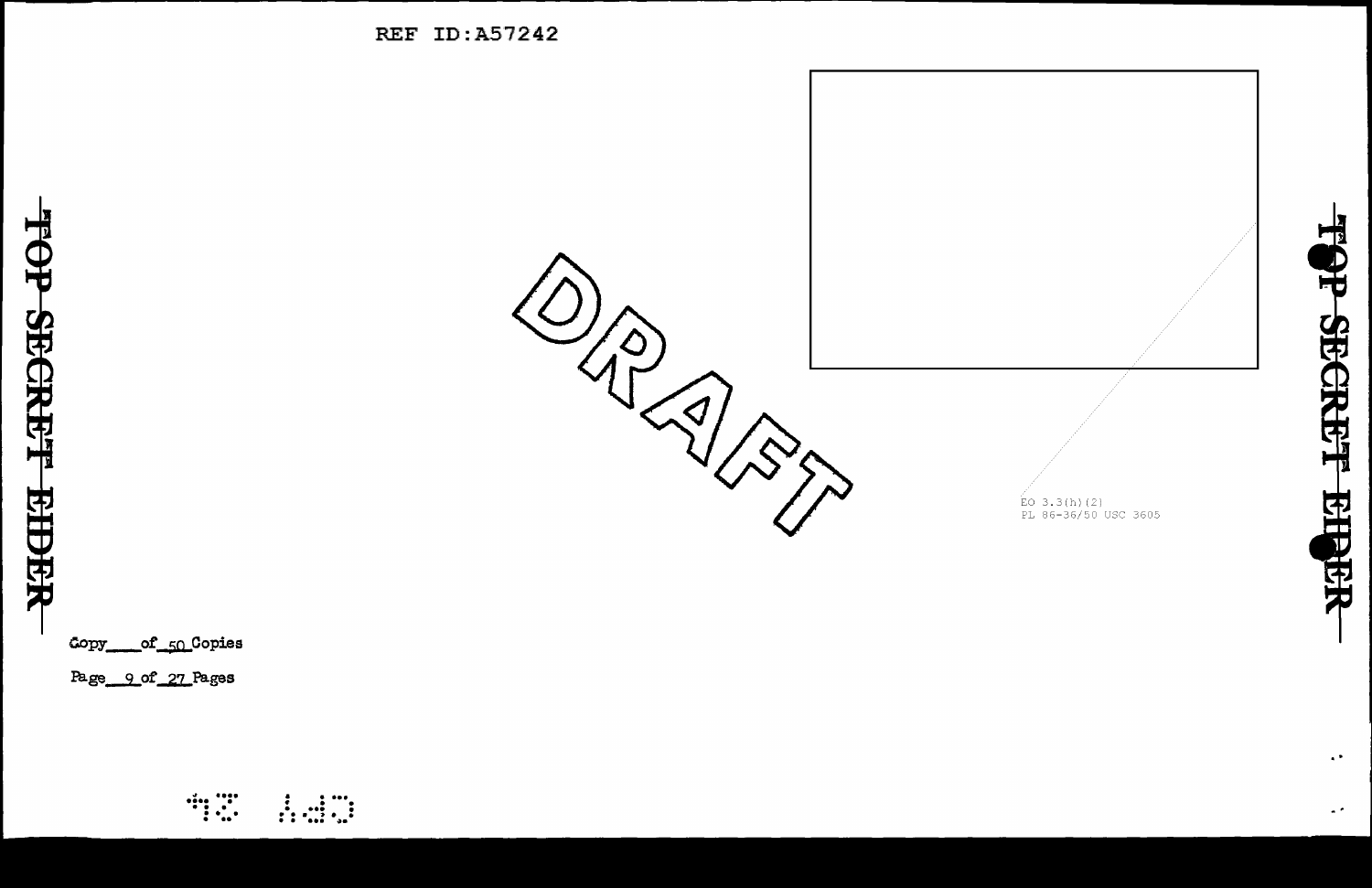REF ID:A57242

TOP SECRET EIDER

DRAFT

EO 3.3(h)(2)
PL 86-36/50 USC 3605

Copy\_\_\_\_of 50 Copies

Page 9 of 27 Pages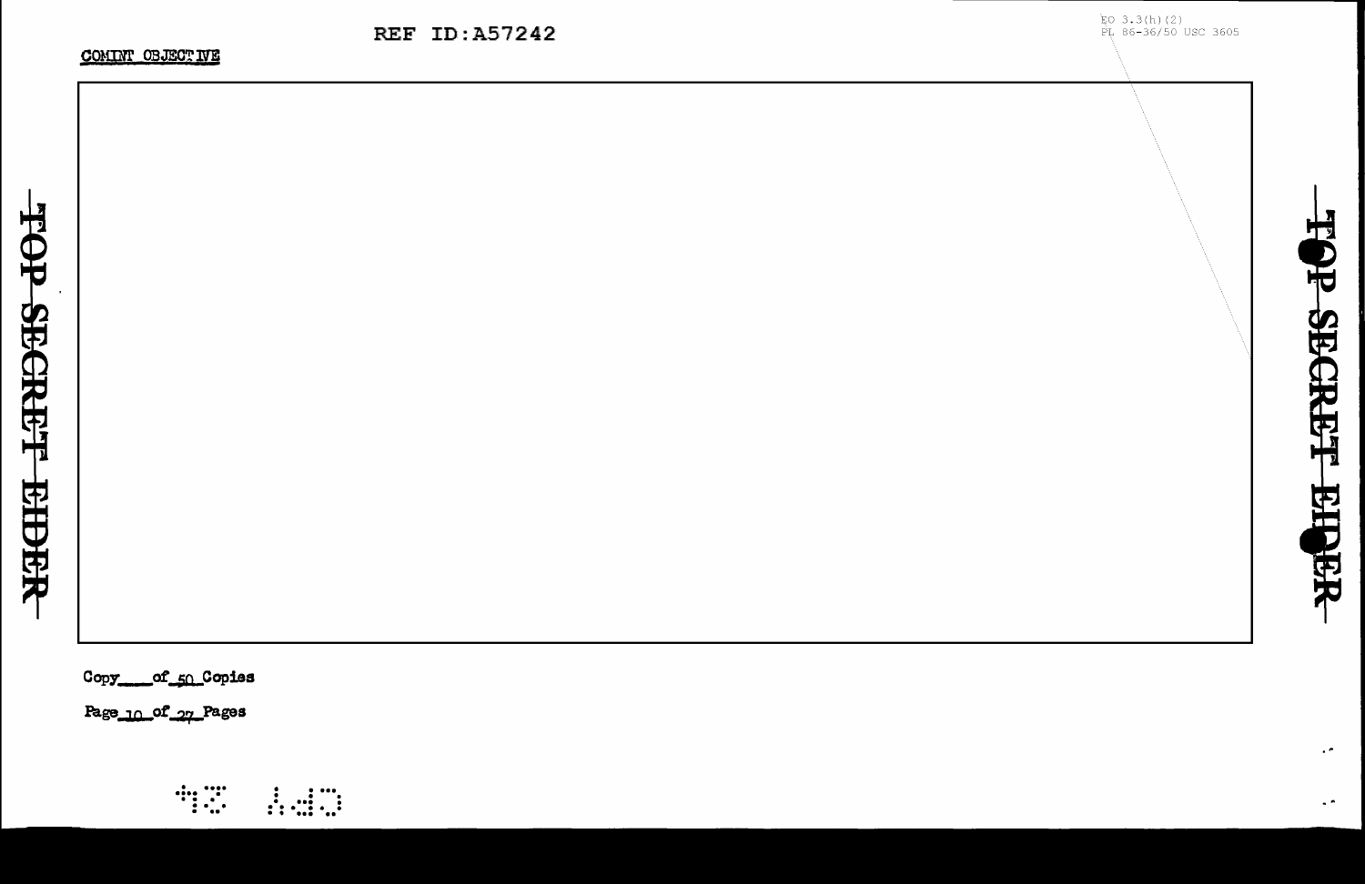COMINT OBJECTIVE

TOP SECRET EIDER

EO 3.3(h)(2)
PL 86-36/50 USC 3605

Copy____of_50_Copies

Page_10_of_27_Pages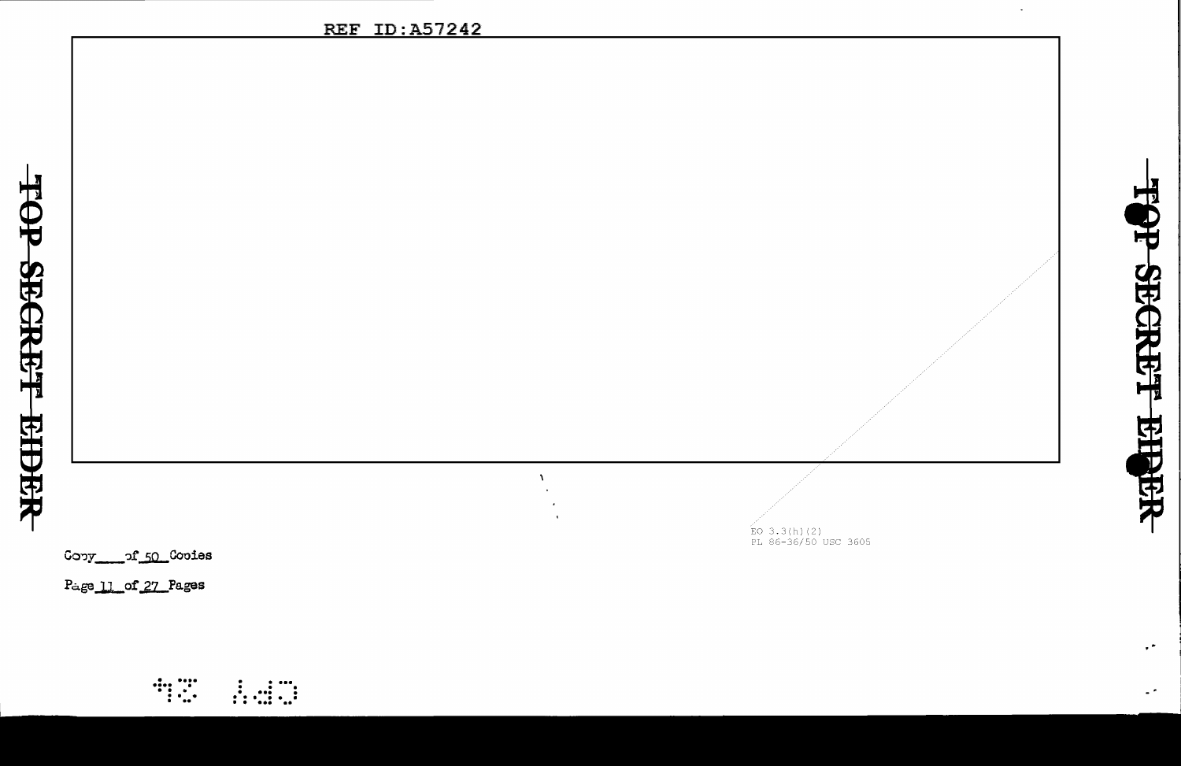EO 3.3(h)(2)
PL 86-36/50 USC 3605

Copy \_\_\_\_ of 50 Copies

Page 11 of 27 Pages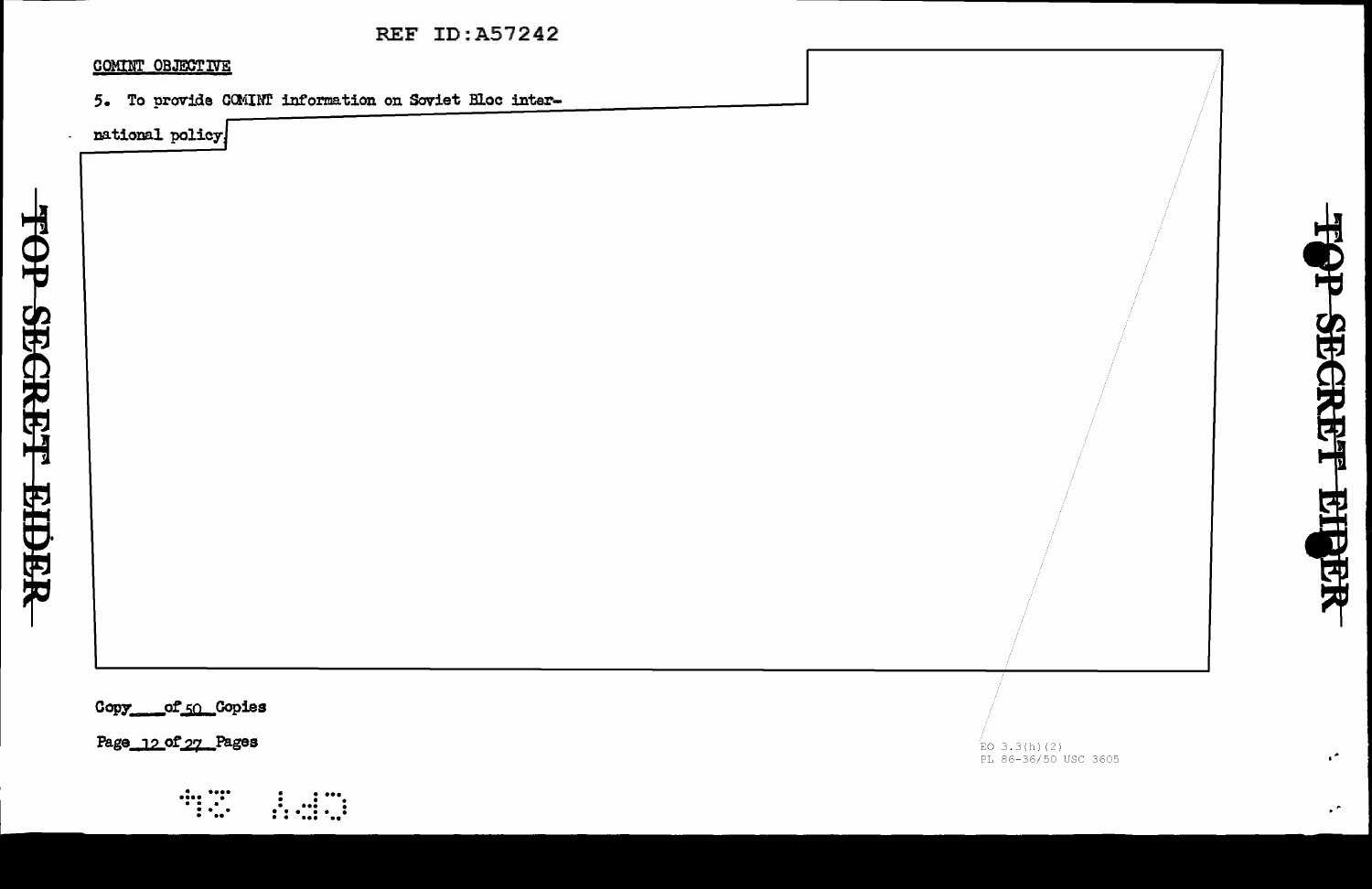REF ID:A57242

COMINT OBJECTIVE

5. To provide COMINT information on Soviet Bloc international policy.

Copy____of 50 Copies

Page 12 of 27 Pages

EO 3.3(h)(2)
PL 86-36/50 USC 3605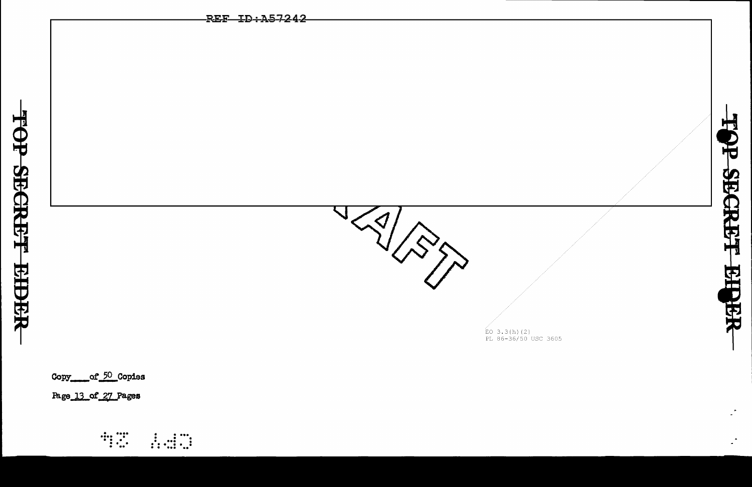REF ID:A57242

TOP SECRET EIDER

EO 3.3(h)(2)
PL 86-36/50 USC 3605

Copy\_\_\_\_ of 50 Copies

Page 13 of 27 Pages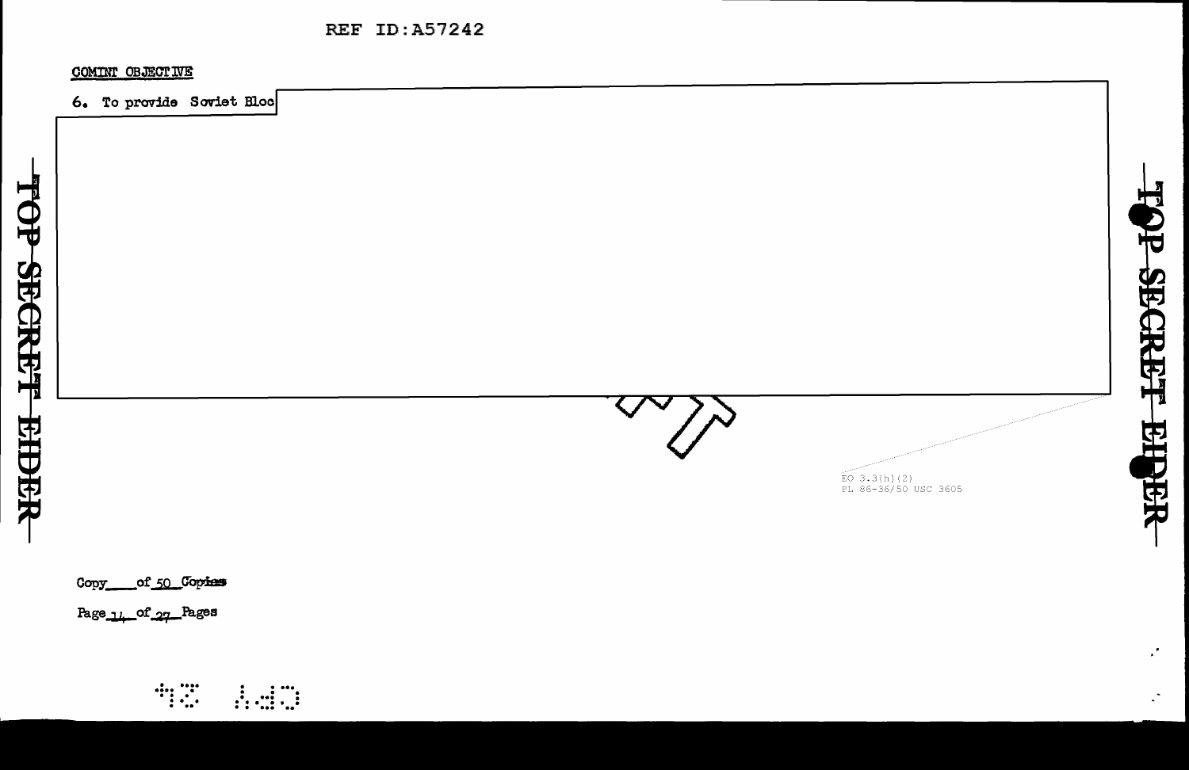REF ID:A57242

COMINT OBJECTIVE

6. To provide Soviet Bloc

EO 3.3(h)(2)
PL 86-36/50 USC 3605

TOP SECRET EIDER

Copy\_\_\_\_ of 50 Copies

Page 14 of 27 Pages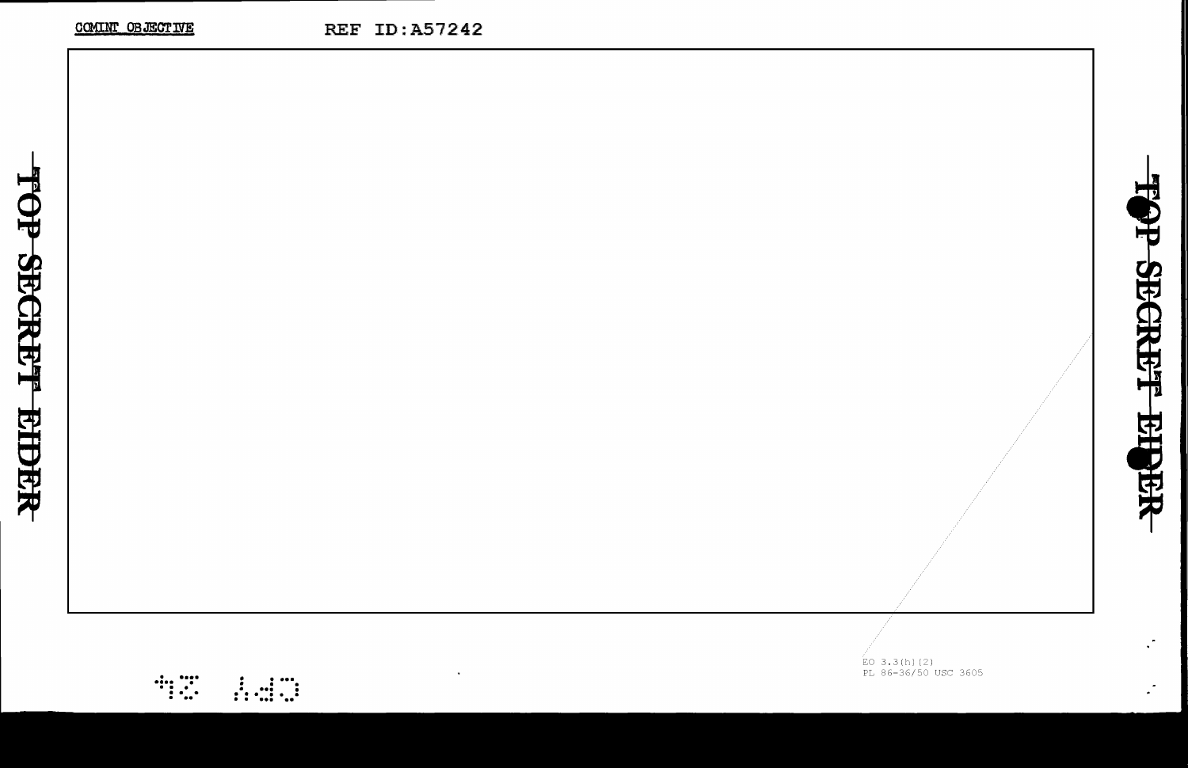COMINT OBJECTIVE

REF ID:A57242

TOP SECRET EIDER

EO 3.3(h)(2)
PL 86-36/50 USC 3605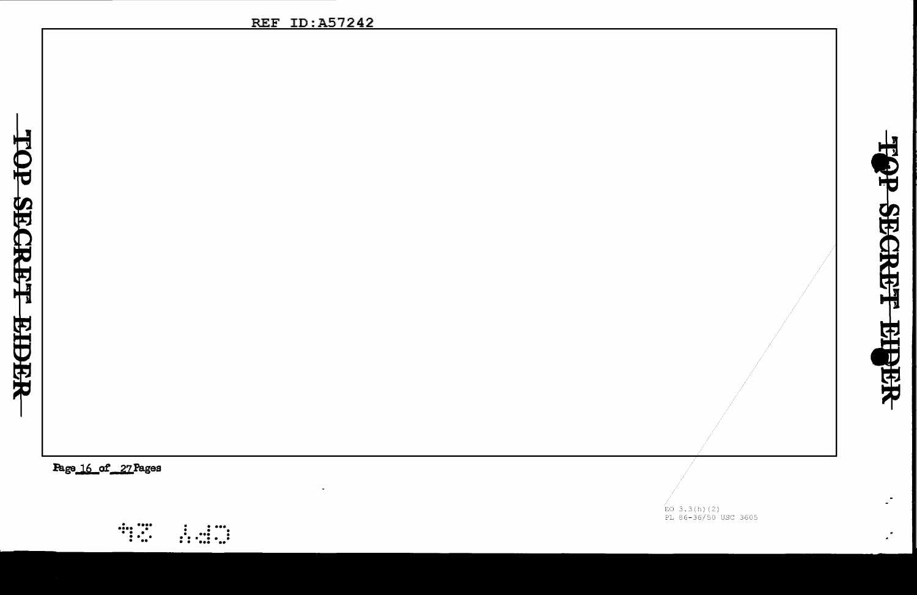REF ID:A57242

TOP SECRET EIDER

TOP SECRET EIDER

EO 3.3(h)(2)
PL 86-36/50 USC 3605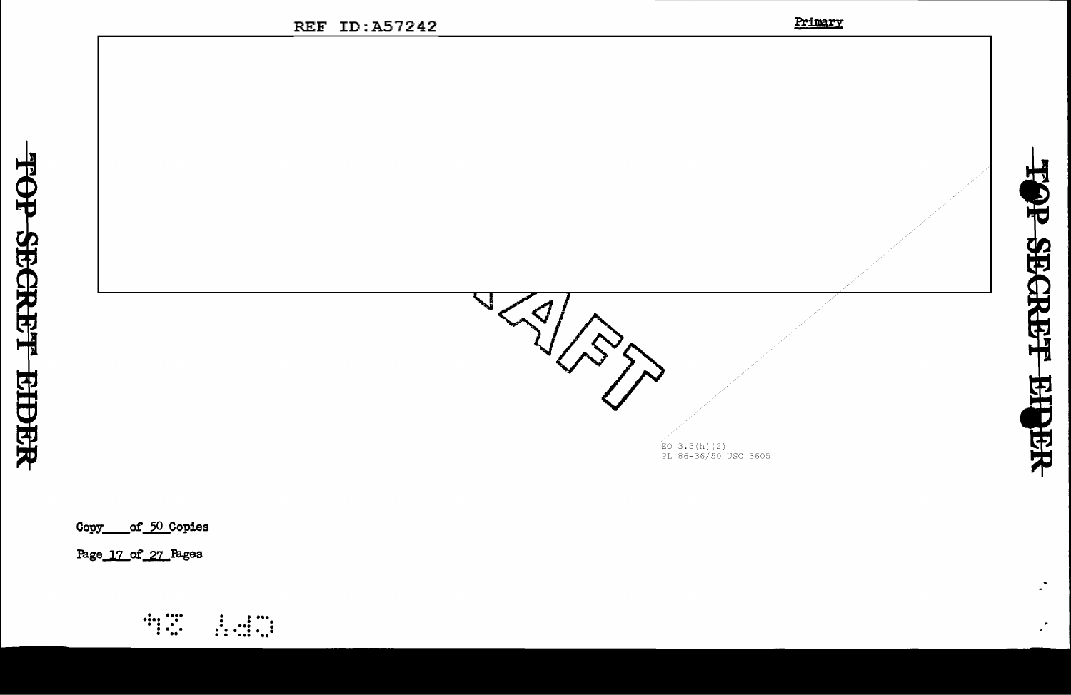REF ID:A57242

Primary

TOP SECRET EIDER

EO 3.3(h)(2)
PL 86-36/50 USC 3605

Copy ___ of 50 Copies

Page 17 of 27 Pages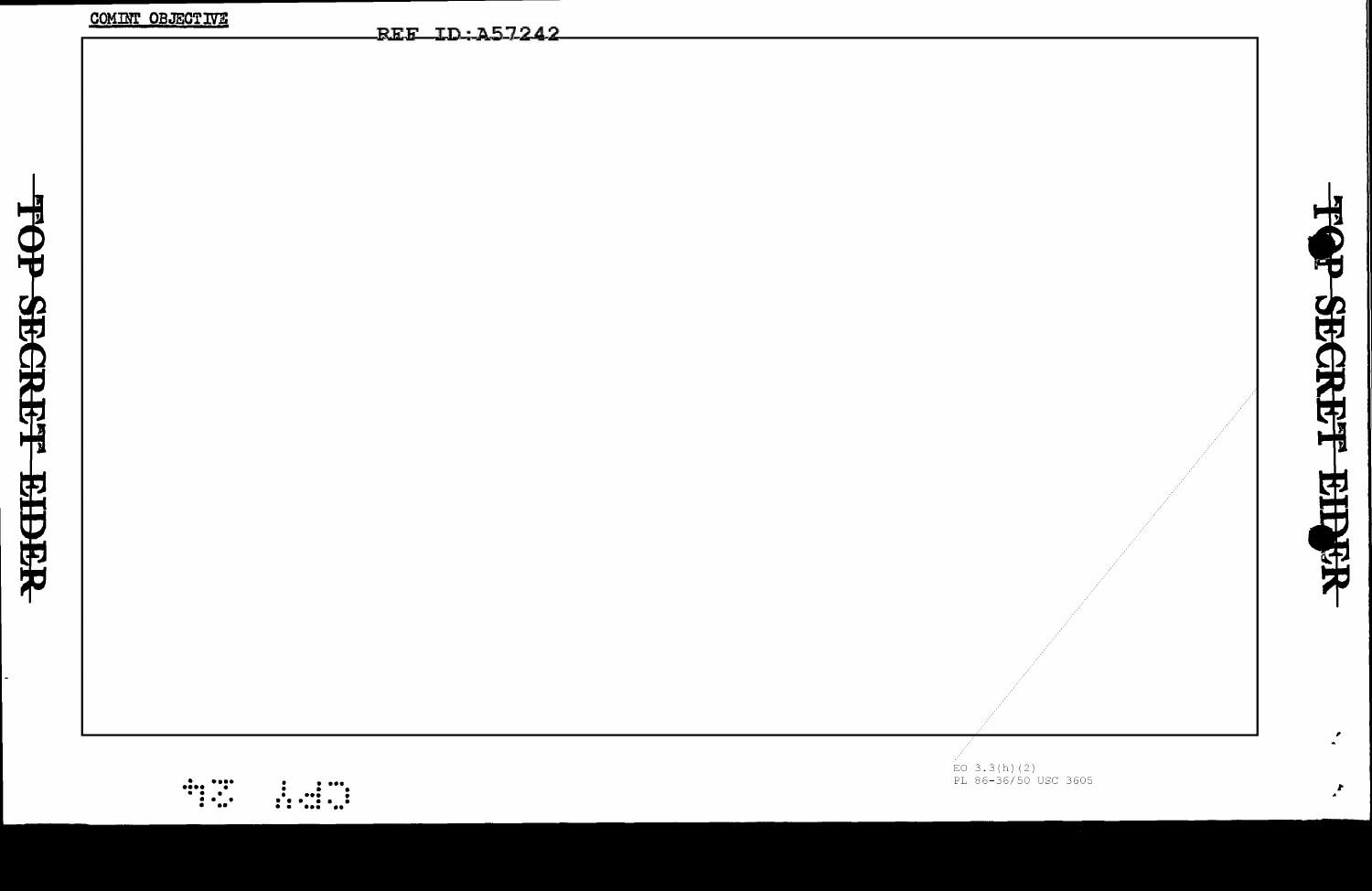COMINT OBJECTIVE

REF ID:A57242

TOP SECRET EIDER

TOP SECRET EIDER

EO 3.3(h)(2)
PL 86-36/50 USC 3605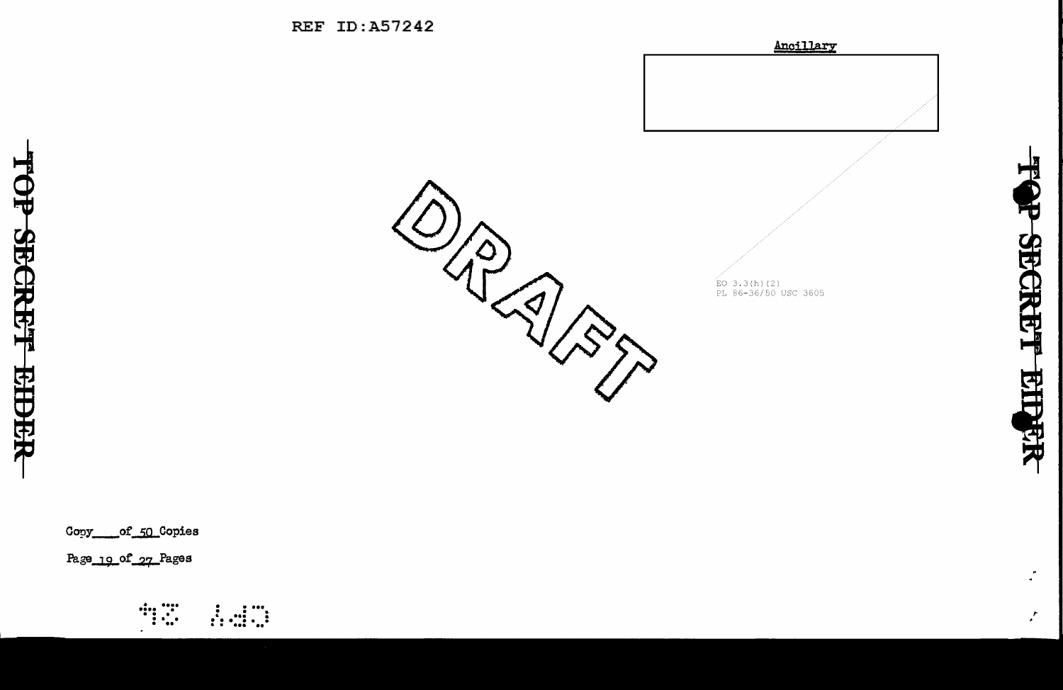REF ID:A57242

Ancillary

TOP SECRET EIDER

DRAFT

EO 3.3(h)(2)
PL 86-36/50 USC 3605

Copy ____ of 50 Copies

Page 19 of 27 Pages

TOP SECRET EIDER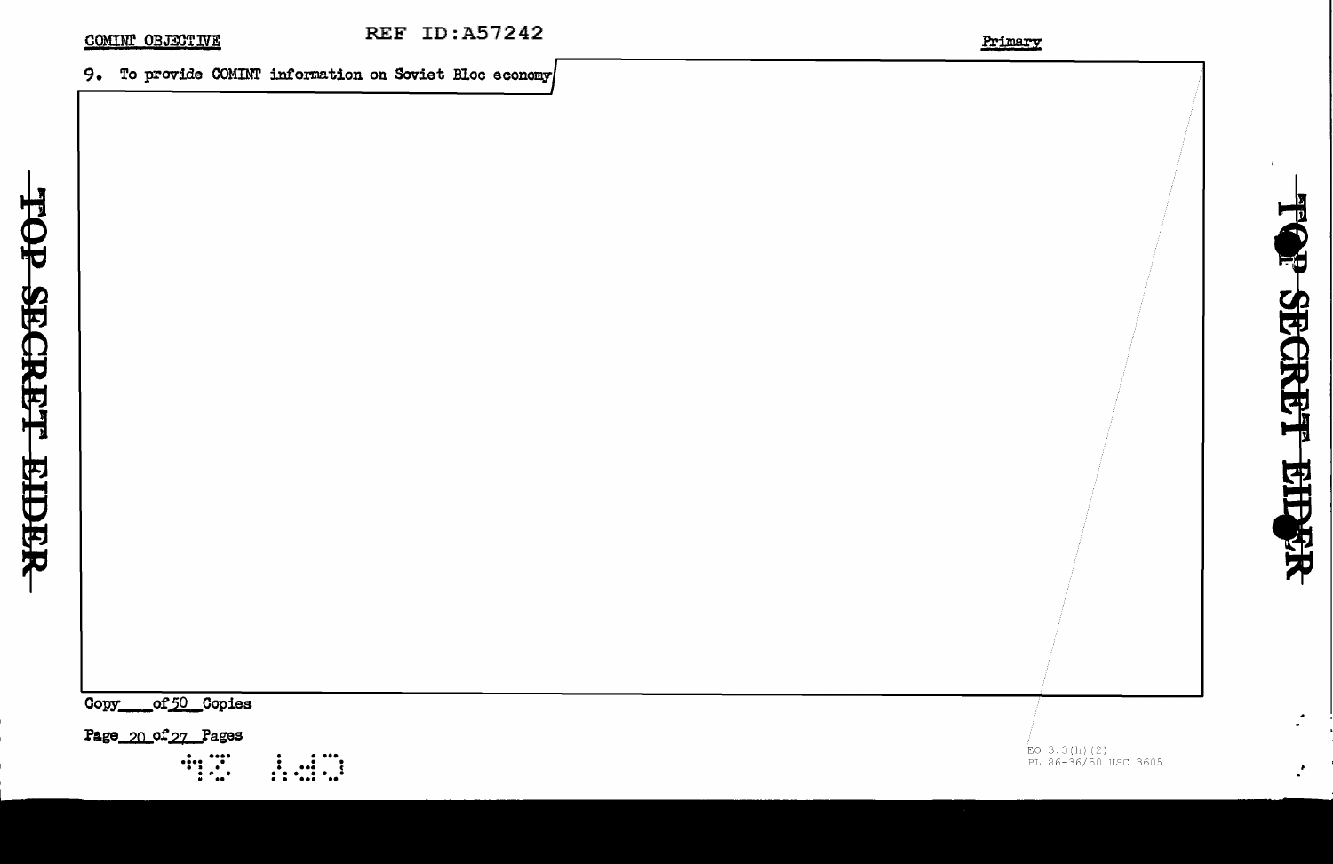COMINT OBJECTIVE

Primary

9. To provide COMINT information on Soviet Bloc economy

Copy\_\_\_\_ of 50 Copies

EO 3.3(h)(2)
PL 86-36/50 USC 3605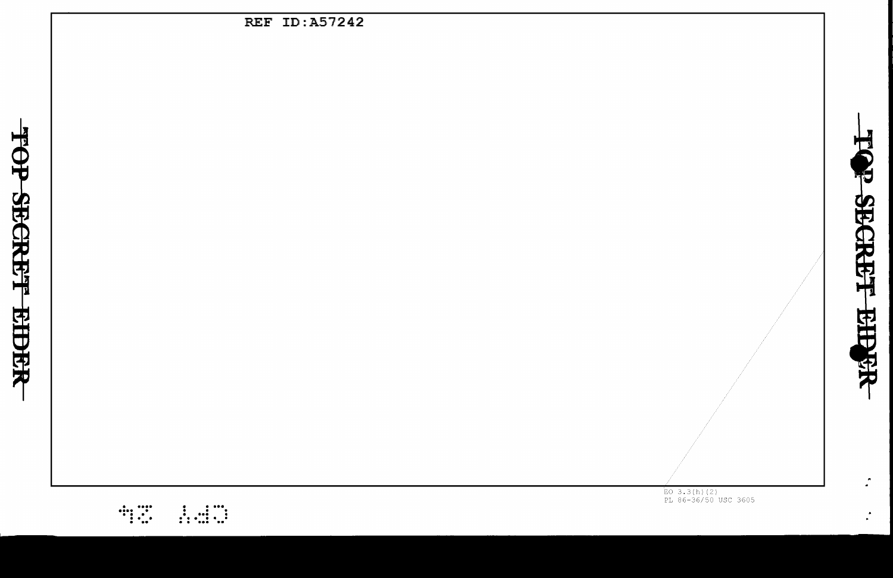EO 3.3(h)(2)
PL 86-36/50 USC 3605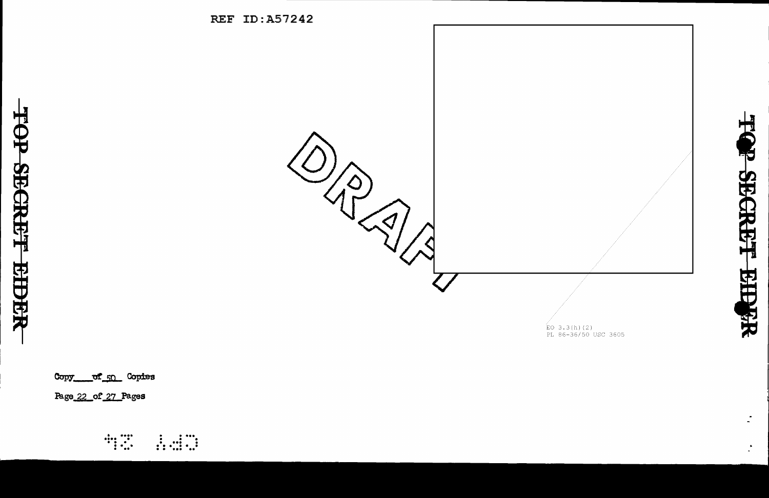REF ID:A57242

TOP SECRET EIDER

DRAFT

EO 3.3(h)(2)
PL 86-36/50 USC 3605

Copy ___ of 50 Copies

Page 22 of 27 Pages

TOP SECRET EIDER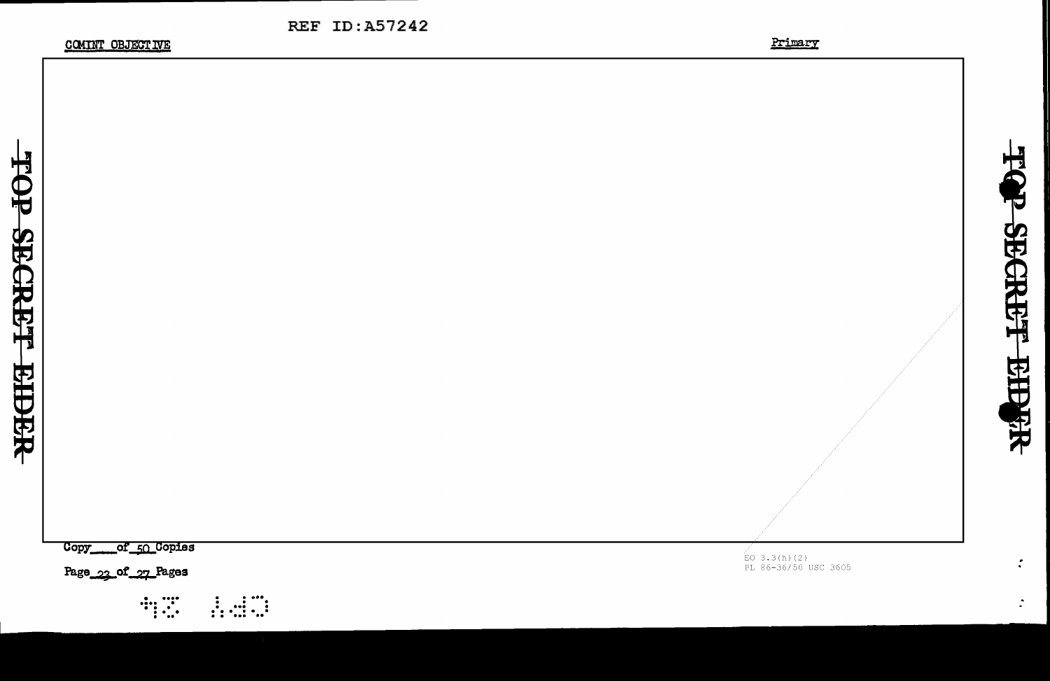REF ID:A57242

COMINT OBJECTIVE

Primary

Copy____of 50 Copies

Page 23 of 27 Pages

EO 3.3(h)(2)
PL 86-36/50 USC 3605

TOP SECRET EIDER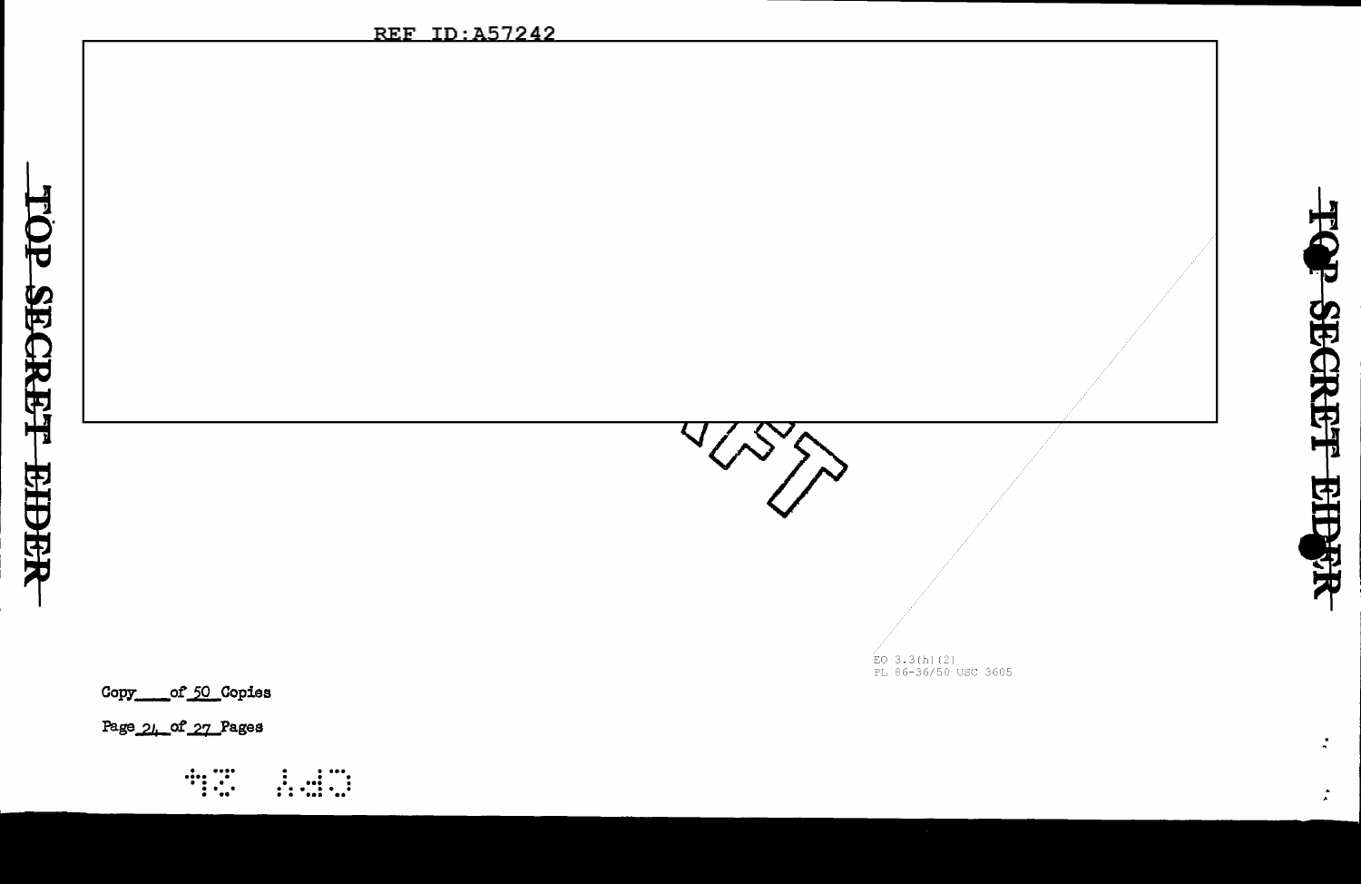REF ID:A57242

TOP SECRET EIDER

EO 3.3(h)(2)
PL 86-36/50 USC 3605

Copy ____ of 50 Copies

Page 24 of 27 Pages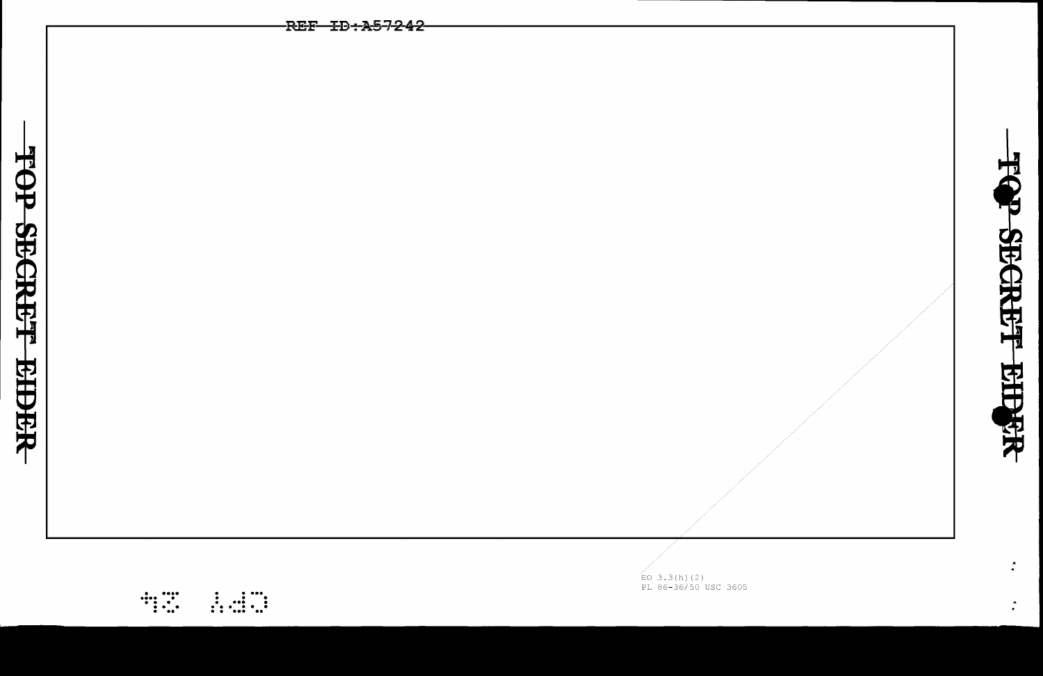EO 3.3(h)(2)
PL 86-36/50 USC 3605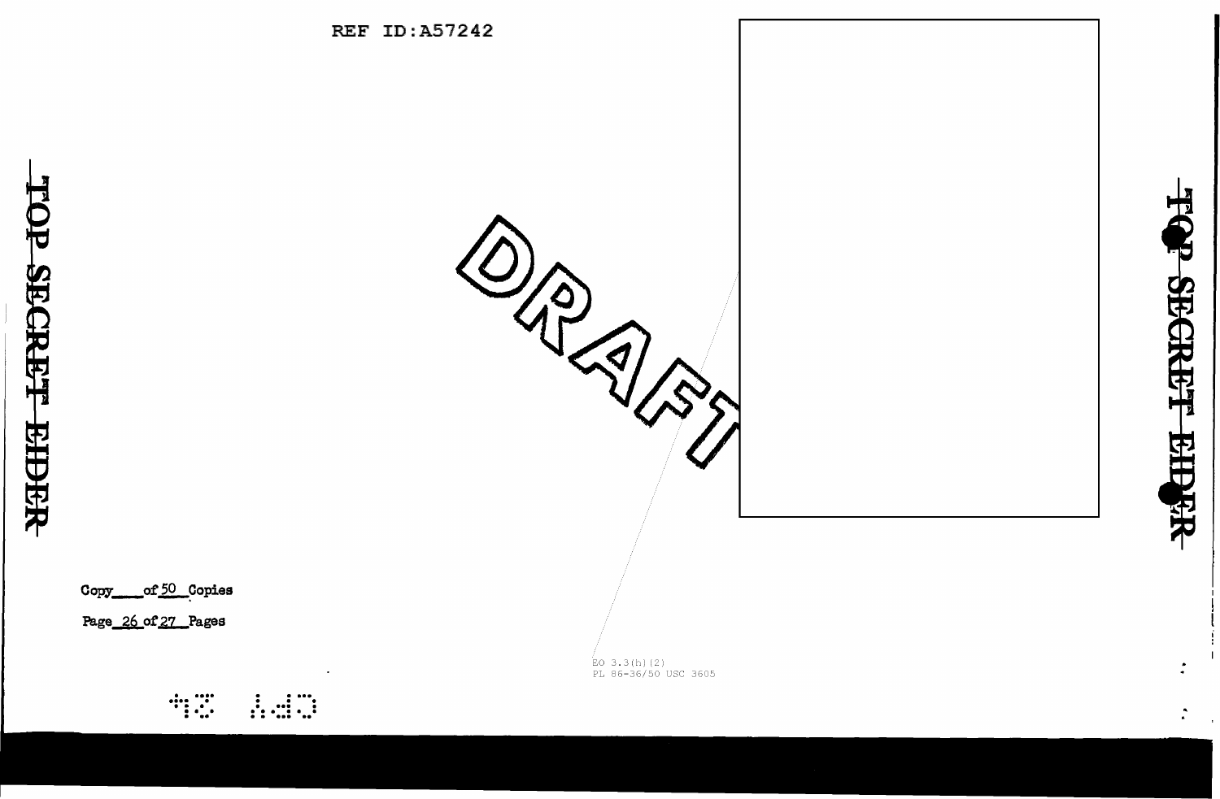REF ID:A57242

TOP SECRET EIDER

DRAFT

Copy ___ of 50 Copies

Page 26 of 27 Pages

EO 3.3(h)(2)
PL 86-36/50 USC 3605

TOP SECRET EIDER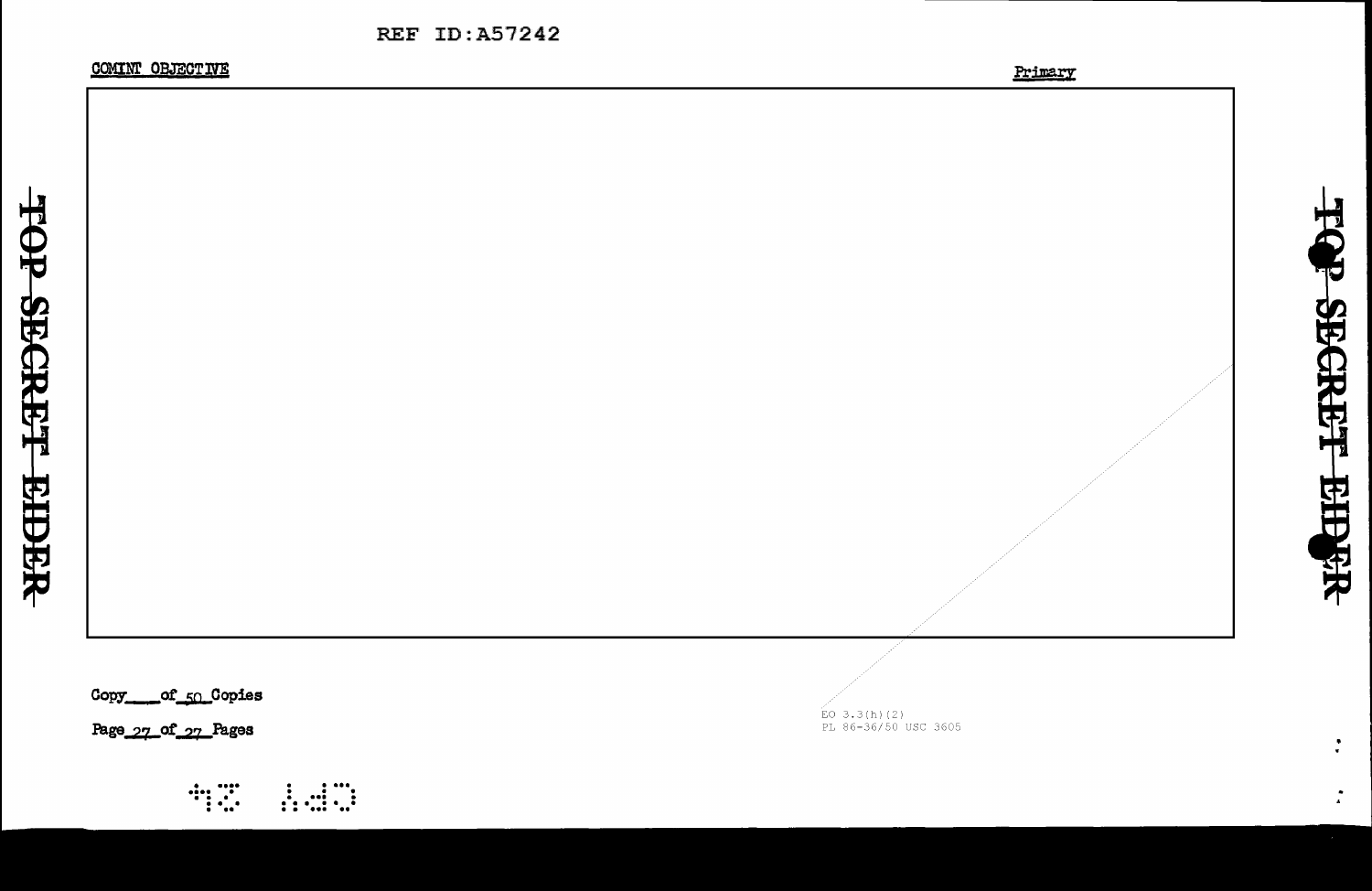REF ID:A57242

COMINT OBJECTIVE

Primary

TOP SECRET EIDER

Copy ___ of 50 Copies

Page 27 of 27 Pages

EO 3.3(h)(2)
PL 86-36/50 USC 3605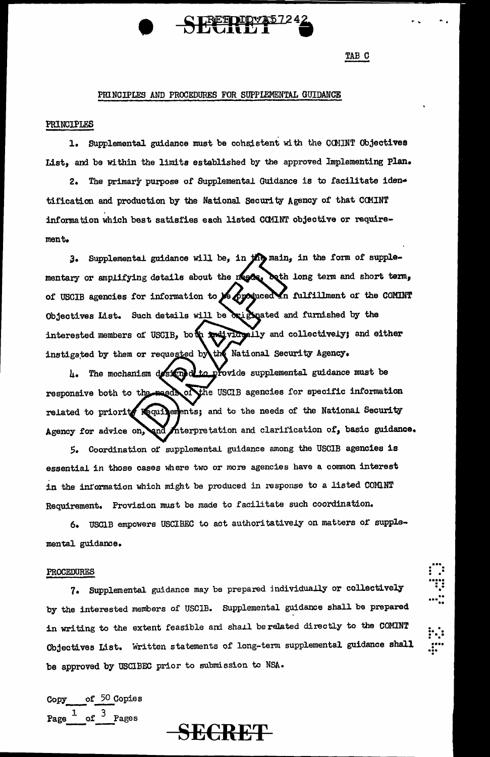TAB C

## PRINCIPLES AND PROCEDURES FOR SUPPLEMENTAL GUIDANCE

### PRINCIPLES

1. Supplemental guidance must be consistent with the COMINT Objectives List, and be within the limits established by the approved Implementing Plan.

2. The primary purpose of Supplemental Guidance is to facilitate identification and production by the National Security Agency of that COMINT information which best satisfies each listed COMINT objective or requirement.

3. Supplemental guidance will be, in the main, in the form of supplementary or amplifying details about the needs, both long term and short term, of USCIB agencies for information to be produced in fulfillment of the COMINT Objectives List. Such details will be originated and furnished by the interested members of USCIB, both individually and collectively; and either instigated by them or requested by the National Security Agency.

4. The mechanism designed to provide supplemental guidance must be responsive both to the needs of the USCIB agencies for specific information related to priority Requirements; and to the needs of the National Security Agency for advice on, and interpretation and clarification of, basic guidance.

5. Coordination of supplemental guidance among the USCIB agencies is essential in those cases where two or more agencies have a common interest in the information which might be produced in response to a listed COMINT Requirement. Provision must be made to facilitate such coordination.

6. USCIB empowers USCIBEC to act authoritatively on matters of supplemental guidance.

### PROCEDURES

7. Supplemental guidance may be prepared individually or collectively by the interested members of USCIB. Supplemental guidance shall be prepared in writing to the extent feasible and shall be related directly to the COMINT Objectives List. Written statements of long-term supplemental guidance shall be approved by USCIBEC prior to submission to NSA.

Copy ___ of 50 Copies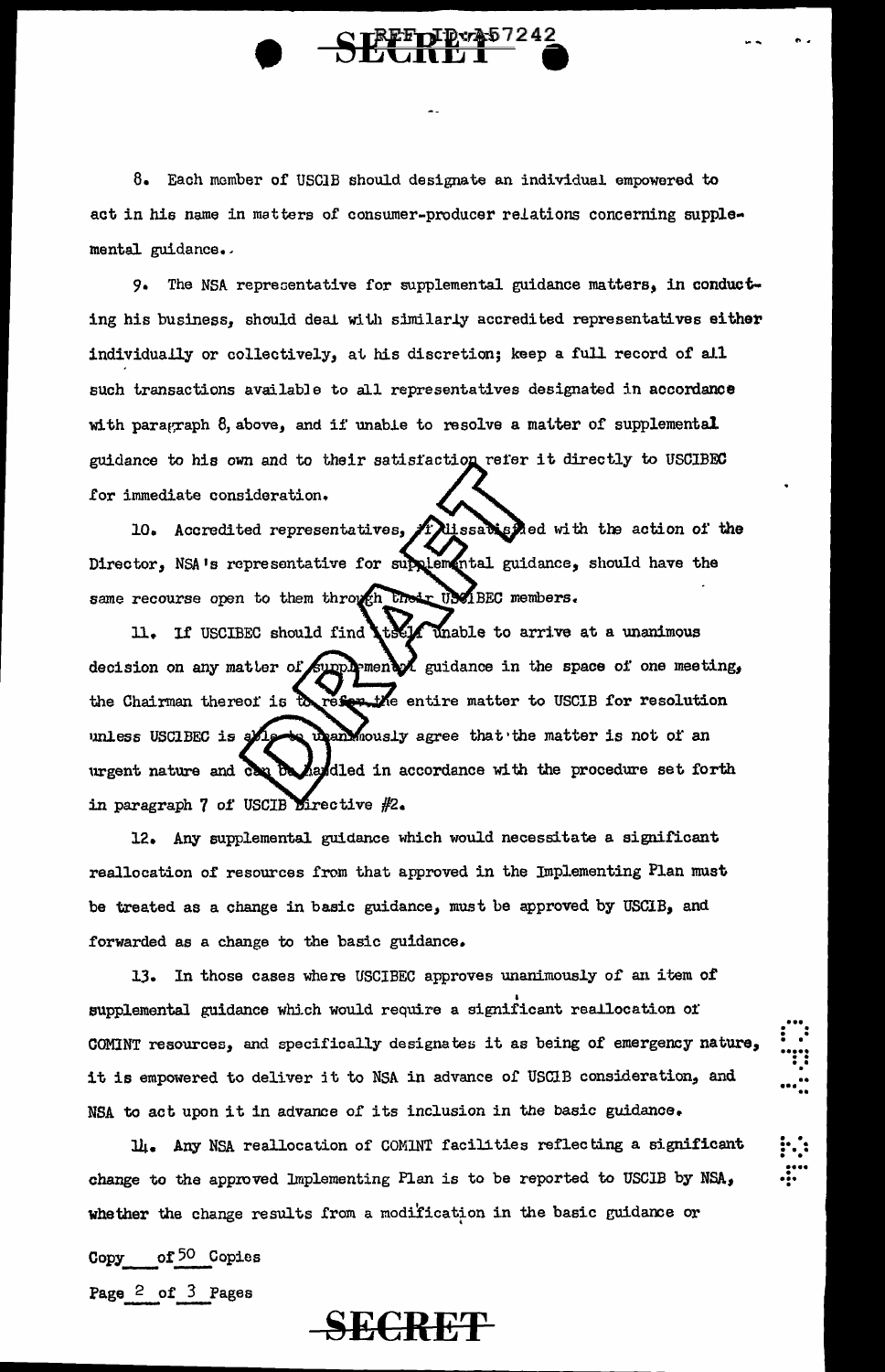8. Each member of USCIB should designate an individual empowered to act in his name in matters of consumer-producer relations concerning supplemental guidance.

9. The NSA representative for supplemental guidance matters, in conducting his business, should deal with similarly accredited representatives either individually or collectively, at his discretion; keep a full record of all such transactions available to all representatives designated in accordance with paragraph 8, above, and if unable to resolve a matter of supplemental guidance to his own and to their satisfaction refer it directly to USCIBEC for immediate consideration.

10. Accredited representatives, if dissatisfied with the action of the Director, NSA's representative for supplemental guidance, should have the same recourse open to them through their USCIBEC members.

11. If USCIBEC should find itself unable to arrive at a unanimous decision on any matter of supplemental guidance in the space of one meeting, the Chairman thereof is to refer the entire matter to USCIB for resolution unless USCIBEC is able to unanimously agree that the matter is not of an urgent nature and can be handled in accordance with the procedure set forth in paragraph 7 of USCIB Directive #2.

12. Any supplemental guidance which would necessitate a significant reallocation of resources from that approved in the Implementing Plan must be treated as a change in basic guidance, must be approved by USCIB, and forwarded as a change to the basic guidance.

13. In those cases where USCIBEC approves unanimously of an item of supplemental guidance which would require a significant reallocation of COMINT resources, and specifically designates it as being of emergency nature, it is empowered to deliver it to NSA in advance of USCIB consideration, and NSA to act upon it in advance of its inclusion in the basic guidance.

14. Any NSA reallocation of COMINT facilities reflecting a significant change to the approved Implementing Plan is to be reported to USCIB by NSA, whether the change results from a modification in the basic guidance or

Copy ___ of 50 Copies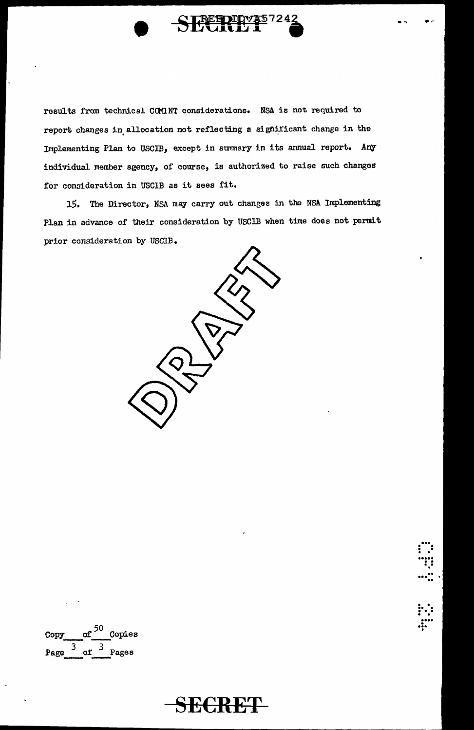results from technical COMINT considerations. NSA is not required to report changes in allocation not reflecting a significant change in the Implementing Plan to USCIB, except in summary in its annual report. Any individual member agency, of course, is authorized to raise such changes for consideration in USCIB as it sees fit.

15. The Director, NSA may carry out changes in the NSA Implementing Plan in advance of their consideration by USCIB when time does not permit prior consideration by USCIB.

DRAFT

Copy ___ of 50 Copies
Page 3 of 3 Pages